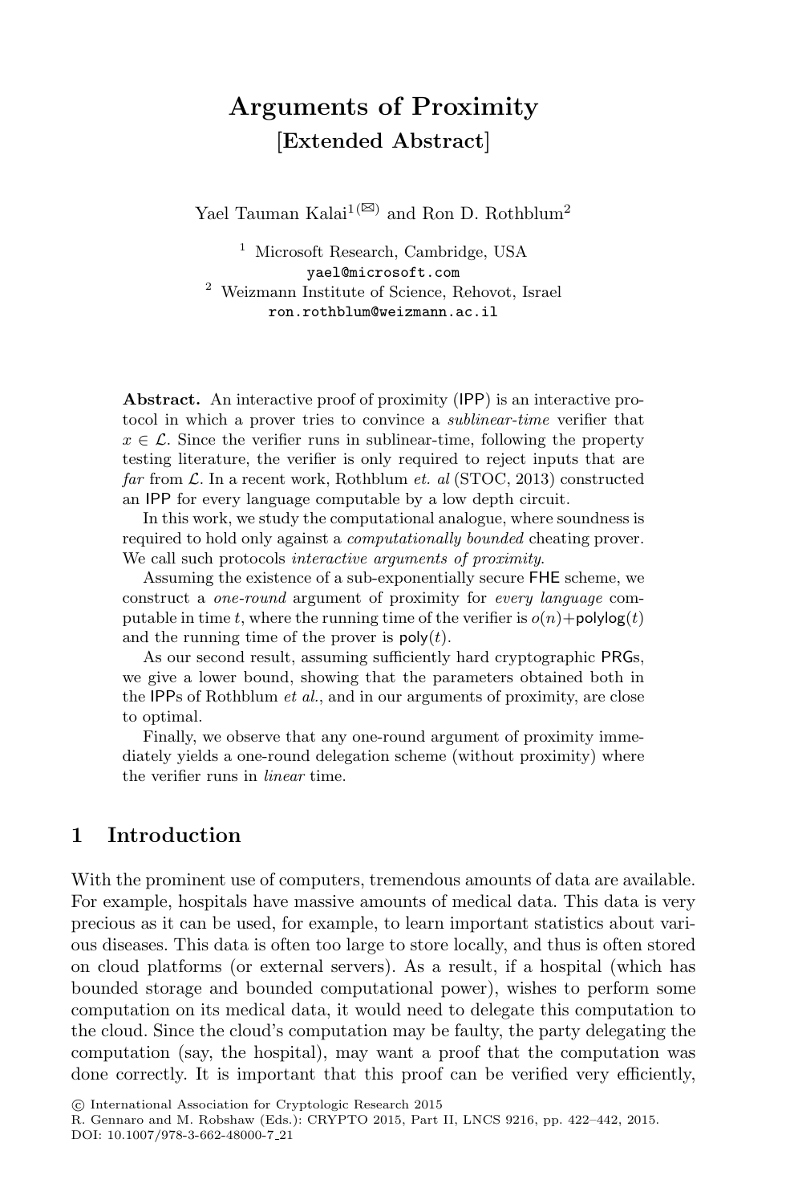# Arguments of Proximity

## [Extended Abstract]

Yael Tauman Kalai[1(✉)] and Ron D. Rothblum[2]

[1] Microsoft Research, Cambridge, USA
yael@microsoft.com

[2] Weizmann Institute of Science, Rehovot, Israel
ron.rothblum@weizmann.ac.il

**Abstract.** An interactive proof of proximity (IPP) is an interactive protocol in which a prover tries to convince a *sublinear-time* verifier that $x \in \mathcal{L}$. Since the verifier runs in sublinear-time, following the property testing literature, the verifier is only required to reject inputs that are *far* from $\mathcal{L}$. In a recent work, Rothblum *et. al* (STOC, 2013) constructed an IPP for every language computable by a low depth circuit.

In this work, we study the computational analogue, where soundness is required to hold only against a *computationally bounded* cheating prover. We call such protocols *interactive arguments of proximity*.

Assuming the existence of a sub-exponentially secure FHE scheme, we construct a *one-round* argument of proximity for *every language* computable in time $t$, where the running time of the verifier is $o(n)+\mathsf{polylog}(t)$ and the running time of the prover is $\mathsf{poly}(t)$.

As our second result, assuming sufficiently hard cryptographic PRGs, we give a lower bound, showing that the parameters obtained both in the IPPs of Rothblum *et al.*, and in our arguments of proximity, are close to optimal.

Finally, we observe that any one-round argument of proximity immediately yields a one-round delegation scheme (without proximity) where the verifier runs in *linear* time.

## 1 Introduction

With the prominent use of computers, tremendous amounts of data are available. For example, hospitals have massive amounts of medical data. This data is very precious as it can be used, for example, to learn important statistics about various diseases. This data is often too large to store locally, and thus is often stored on cloud platforms (or external servers). As a result, if a hospital (which has bounded storage and bounded computational power), wishes to perform some computation on its medical data, it would need to delegate this computation to the cloud. Since the cloud's computation may be faulty, the party delegating the computation (say, the hospital), may want a proof that the computation was done correctly. It is important that this proof can be verified very efficiently,

© International Association for Cryptologic Research 2015
R. Gennaro and M. Robshaw (Eds.): CRYPTO 2015, Part II, LNCS 9216, pp. 422–442, 2015.
DOI: 10.1007/978-3-662-48000-7_21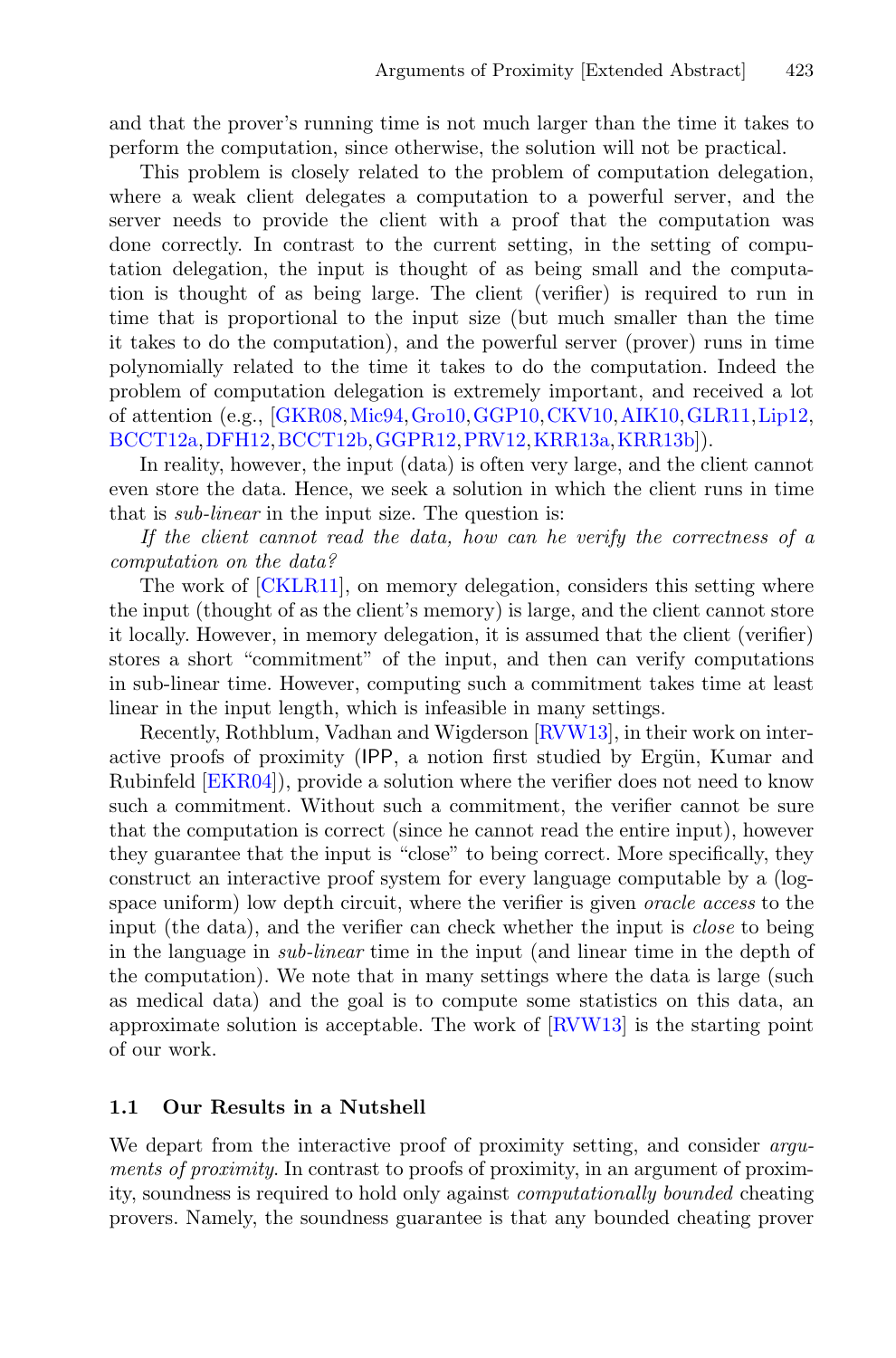and that the prover's running time is not much larger than the time it takes to perform the computation, since otherwise, the solution will not be practical.

This problem is closely related to the problem of computation delegation, where a weak client delegates a computation to a powerful server, and the server needs to provide the client with a proof that the computation was done correctly. In contrast to the current setting, in the setting of computation delegation, the input is thought of as being small and the computation is thought of as being large. The client (verifier) is required to run in time that is proportional to the input size (but much smaller than the time it takes to do the computation), and the powerful server (prover) runs in time polynomially related to the time it takes to do the computation. Indeed the problem of computation delegation is extremely important, and received a lot of attention (e.g., [GKR08, Mic94, Gro10, GGP10, CKV10, AIK10, GLR11, Lip12, BCCT12a, DFH12, BCCT12b, GGPR12, PRV12, KRR13a, KRR13b]).

In reality, however, the input (data) is often very large, and the client cannot even store the data. Hence, we seek a solution in which the client runs in time that is *sub-linear* in the input size. The question is:

*If the client cannot read the data, how can he verify the correctness of a computation on the data?*

The work of [CKLR11], on memory delegation, considers this setting where the input (thought of as the client's memory) is large, and the client cannot store it locally. However, in memory delegation, it is assumed that the client (verifier) stores a short "commitment" of the input, and then can verify computations in sub-linear time. However, computing such a commitment takes time at least linear in the input length, which is infeasible in many settings.

Recently, Rothblum, Vadhan and Wigderson [RVW13], in their work on interactive proofs of proximity (IPP, a notion first studied by Ergün, Kumar and Rubinfeld [EKR04]), provide a solution where the verifier does not need to know such a commitment. Without such a commitment, the verifier cannot be sure that the computation is correct (since he cannot read the entire input), however they guarantee that the input is "close" to being correct. More specifically, they construct an interactive proof system for every language computable by a (log-space uniform) low depth circuit, where the verifier is given *oracle access* to the input (the data), and the verifier can check whether the input is *close* to being in the language in *sub-linear* time in the input (and linear time in the depth of the computation). We note that in many settings where the data is large (such as medical data) and the goal is to compute some statistics on this data, an approximate solution is acceptable. The work of [RVW13] is the starting point of our work.

### 1.1 Our Results in a Nutshell

We depart from the interactive proof of proximity setting, and consider *arguments of proximity*. In contrast to proofs of proximity, in an argument of proximity, soundness is required to hold only against *computationally bounded* cheating provers. Namely, the soundness guarantee is that any bounded cheating prover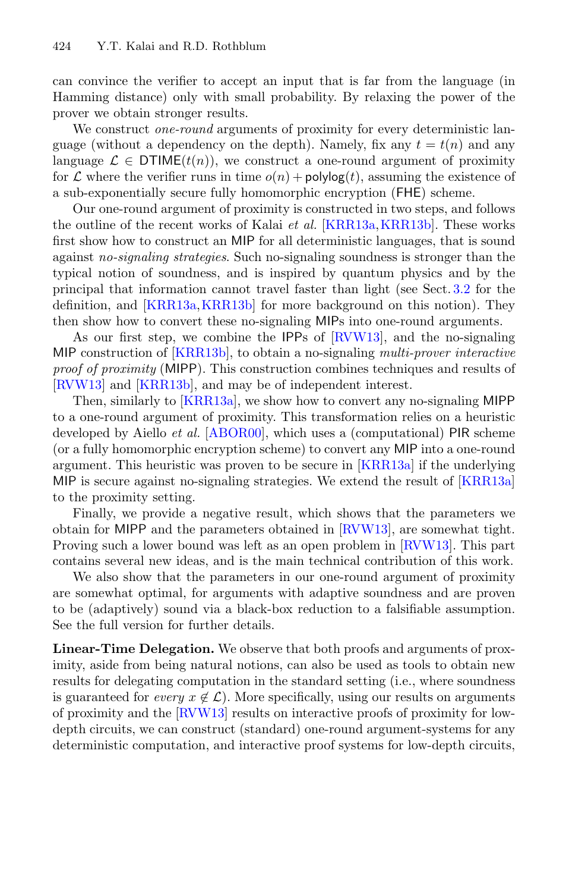can convince the verifier to accept an input that is far from the language (in Hamming distance) only with small probability. By relaxing the power of the prover we obtain stronger results.

We construct *one-round* arguments of proximity for every deterministic language (without a dependency on the depth). Namely, fix any $t = t(n)$ and any language $\mathcal{L} \in \mathsf{DTIME}(t(n))$, we construct a one-round argument of proximity for $\mathcal{L}$ where the verifier runs in time $o(n) + \mathsf{polylog}(t)$, assuming the existence of a sub-exponentially secure fully homomorphic encryption (FHE) scheme.

Our one-round argument of proximity is constructed in two steps, and follows the outline of the recent works of Kalai *et al.* [KRR13a,KRR13b]. These works first show how to construct an MIP for all deterministic languages, that is sound against *no-signaling strategies*. Such no-signaling soundness is stronger than the typical notion of soundness, and is inspired by quantum physics and by the principal that information cannot travel faster than light (see Sect. 3.2 for the definition, and [KRR13a,KRR13b] for more background on this notion). They then show how to convert these no-signaling MIPs into one-round arguments.

As our first step, we combine the IPPs of [RVW13], and the no-signaling MIP construction of [KRR13b], to obtain a no-signaling *multi-prover interactive proof of proximity* (MIPP). This construction combines techniques and results of [RVW13] and [KRR13b], and may be of independent interest.

Then, similarly to [KRR13a], we show how to convert any no-signaling MIPP to a one-round argument of proximity. This transformation relies on a heuristic developed by Aiello *et al.* [ABOR00], which uses a (computational) PIR scheme (or a fully homomorphic encryption scheme) to convert any MIP into a one-round argument. This heuristic was proven to be secure in [KRR13a] if the underlying MIP is secure against no-signaling strategies. We extend the result of [KRR13a] to the proximity setting.

Finally, we provide a negative result, which shows that the parameters we obtain for MIPP and the parameters obtained in [RVW13], are somewhat tight. Proving such a lower bound was left as an open problem in [RVW13]. This part contains several new ideas, and is the main technical contribution of this work.

We also show that the parameters in our one-round argument of proximity are somewhat optimal, for arguments with adaptive soundness and are proven to be (adaptively) sound via a black-box reduction to a falsifiable assumption. See the full version for further details.

**Linear-Time Delegation.** We observe that both proofs and arguments of proximity, aside from being natural notions, can also be used as tools to obtain new results for delegating computation in the standard setting (i.e., where soundness is guaranteed for *every* $x \notin \mathcal{L}$). More specifically, using our results on arguments of proximity and the [RVW13] results on interactive proofs of proximity for low-depth circuits, we can construct (standard) one-round argument-systems for any deterministic computation, and interactive proof systems for low-depth circuits,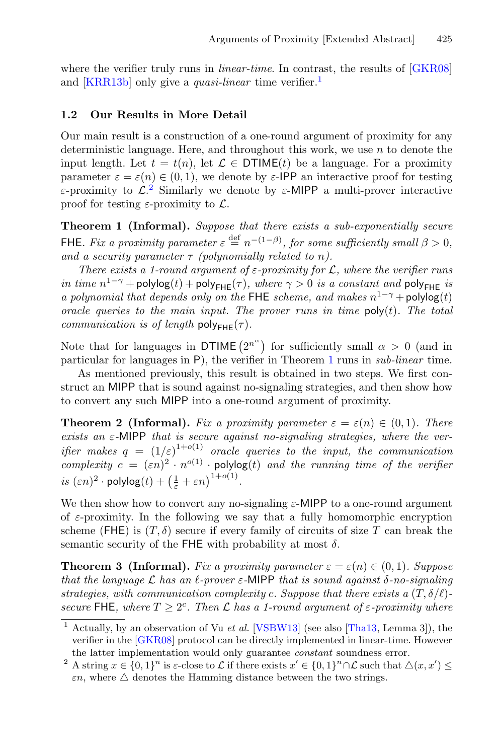where the verifier truly runs in *linear-time*. In contrast, the results of [GKR08] and [KRR13b] only give a *quasi-linear* time verifier.[1]

### 1.2 Our Results in More Detail

Our main result is a construction of a one-round argument of proximity for any deterministic language. Here, and throughout this work, we use $n$ to denote the input length. Let $t = t(n)$, let $\mathcal{L} \in \mathsf{DTIME}(t)$ be a language. For a proximity parameter $\varepsilon = \varepsilon(n) \in (0, 1)$, we denote by $\varepsilon$-$\mathsf{IPP}$ an interactive proof for testing $\varepsilon$-proximity to $\mathcal{L}$.[2] Similarly we denote by $\varepsilon$-$\mathsf{MIPP}$ a multi-prover interactive proof for testing $\varepsilon$-proximity to $\mathcal{L}$.

**Theorem 1 (Informal).** *Suppose that there exists a sub-exponentially secure* $\mathsf{FHE}$. *Fix a proximity parameter* $\varepsilon \stackrel{\text{def}}{=} n^{-(1-\beta)}$, *for some sufficiently small* $\beta > 0$, *and a security parameter* $\tau$ *(polynomially related to* $n$*).*

*There exists a 1-round argument of* $\varepsilon$*-proximity for* $\mathcal{L}$*, where the verifier runs in time* $n^{1-\gamma} + \mathsf{polylog}(t) + \mathsf{poly}_{\mathsf{FHE}}(\tau)$*, where* $\gamma > 0$ *is a constant and* $\mathsf{poly}_{\mathsf{FHE}}$ *is a polynomial that depends only on the* $\mathsf{FHE}$ *scheme, and makes* $n^{1-\gamma} + \mathsf{polylog}(t)$ *oracle queries to the main input. The prover runs in time* $\mathsf{poly}(t)$*. The total communication is of length* $\mathsf{poly}_{\mathsf{FHE}}(\tau)$*.*

Note that for languages in $\mathsf{DTIME}\left(2^{n^{\alpha}}\right)$ for sufficiently small $\alpha > 0$ (and in particular for languages in $\mathsf{P}$), the verifier in Theorem 1 runs in *sub-linear* time.

As mentioned previously, this result is obtained in two steps. We first construct an $\mathsf{MIPP}$ that is sound against no-signaling strategies, and then show how to convert any such $\mathsf{MIPP}$ into a one-round argument of proximity.

**Theorem 2 (Informal).** *Fix a proximity parameter* $\varepsilon = \varepsilon(n) \in (0, 1)$*. There exists an* $\varepsilon$-$\mathsf{MIPP}$ *that is secure against no-signaling strategies, where the verifier makes* $q = (1/\varepsilon)^{1+o(1)}$ *oracle queries to the input, the communication complexity* $c = (\varepsilon n)^2 \cdot n^{o(1)} \cdot \mathsf{polylog}(t)$ *and the running time of the verifier is* $(\varepsilon n)^2 \cdot \mathsf{polylog}(t) + \left(\frac{1}{\varepsilon} + \varepsilon n\right)^{1+o(1)}$*.*

We then show how to convert any no-signaling $\varepsilon$-$\mathsf{MIPP}$ to a one-round argument of $\varepsilon$-proximity. In the following we say that a fully homomorphic encryption scheme ($\mathsf{FHE}$) is $(T, \delta)$ secure if every family of circuits of size $T$ can break the semantic security of the $\mathsf{FHE}$ with probability at most $\delta$.

**Theorem 3 (Informal).** *Fix a proximity parameter* $\varepsilon = \varepsilon(n) \in (0, 1)$*. Suppose that the language* $\mathcal{L}$ *has an* $\ell$*-prover* $\varepsilon$-$\mathsf{MIPP}$ *that is sound against* $\delta$*-no-signaling strategies, with communication complexity* $c$*. Suppose that there exists a* $(T, \delta/\ell)$*-secure* $\mathsf{FHE}$*, where* $T \geq 2^c$*. Then* $\mathcal{L}$ *has a 1-round argument of* $\varepsilon$*-proximity where*

---

[1] Actually, by an observation of Vu *et al.* [VSBW13] (see also [Tha13, Lemma 3]), the verifier in the [GKR08] protocol can be directly implemented in linear-time. However the latter implementation would only guarantee *constant* soundness error.

[2] A string $x \in \{0, 1\}^n$ is $\varepsilon$-close to $\mathcal{L}$ if there exists $x' \in \{0, 1\}^n \cap \mathcal{L}$ such that $\triangle(x, x') \leq \varepsilon n$, where $\triangle$ denotes the Hamming distance between the two strings.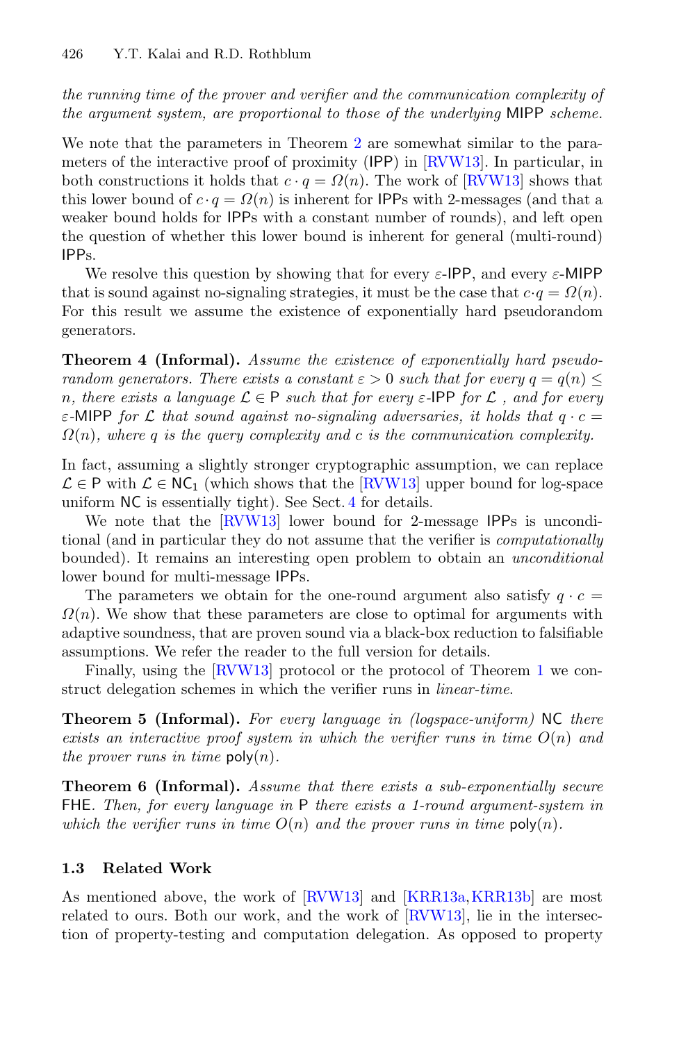*the running time of the prover and verifier and the communication complexity of the argument system, are proportional to those of the underlying* MIPP *scheme.*

We note that the parameters in Theorem 2 are somewhat similar to the parameters of the interactive proof of proximity (IPP) in [RVW13]. In particular, in both constructions it holds that $c \cdot q = \Omega(n)$. The work of [RVW13] shows that this lower bound of $c \cdot q = \Omega(n)$ is inherent for IPPs with 2-messages (and that a weaker bound holds for IPPs with a constant number of rounds), and left open the question of whether this lower bound is inherent for general (multi-round) IPPs.

We resolve this question by showing that for every $\varepsilon$-IPP, and every $\varepsilon$-MIPP that is sound against no-signaling strategies, it must be the case that $c \cdot q = \Omega(n)$. For this result we assume the existence of exponentially hard pseudorandom generators.

**Theorem 4 (Informal).** *Assume the existence of exponentially hard pseudorandom generators. There exists a constant $\varepsilon > 0$ such that for every $q = q(n) \leq n$, there exists a language $\mathcal{L} \in \mathsf{P}$ such that for every $\varepsilon$-IPP for $\mathcal{L}$ , and for every $\varepsilon$-MIPP for $\mathcal{L}$ that sound against no-signaling adversaries, it holds that $q \cdot c = \Omega(n)$, where $q$ is the query complexity and $c$ is the communication complexity.*

In fact, assuming a slightly stronger cryptographic assumption, we can replace $\mathcal{L} \in \mathsf{P}$ with $\mathcal{L} \in \mathsf{NC}_1$ (which shows that the [RVW13] upper bound for log-space uniform NC is essentially tight). See Sect. 4 for details.

We note that the [RVW13] lower bound for 2-message IPPs is unconditional (and in particular they do not assume that the verifier is *computationally* bounded). It remains an interesting open problem to obtain an *unconditional* lower bound for multi-message IPPs.

The parameters we obtain for the one-round argument also satisfy $q \cdot c = \Omega(n)$. We show that these parameters are close to optimal for arguments with adaptive soundness, that are proven sound via a black-box reduction to falsifiable assumptions. We refer the reader to the full version for details.

Finally, using the [RVW13] protocol or the protocol of Theorem 1 we construct delegation schemes in which the verifier runs in *linear-time*.

**Theorem 5 (Informal).** *For every language in (logspace-uniform)* NC *there exists an interactive proof system in which the verifier runs in time $O(n)$ and the prover runs in time* $\mathsf{poly}(n)$.

**Theorem 6 (Informal).** *Assume that there exists a sub-exponentially secure* FHE*. Then, for every language in* P *there exists a 1-round argument-system in which the verifier runs in time $O(n)$ and the prover runs in time* $\mathsf{poly}(n)$.

### 1.3 Related Work

As mentioned above, the work of [RVW13] and [KRR13a,KRR13b] are most related to ours. Both our work, and the work of [RVW13], lie in the intersection of property-testing and computation delegation. As opposed to property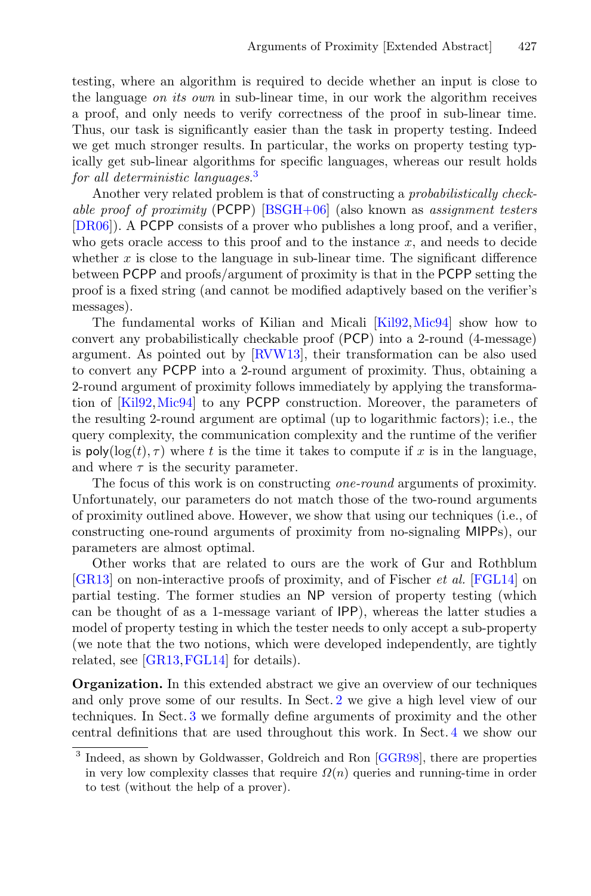testing, where an algorithm is required to decide whether an input is close to the language *on its own* in sub-linear time, in our work the algorithm receives a proof, and only needs to verify correctness of the proof in sub-linear time. Thus, our task is significantly easier than the task in property testing. Indeed we get much stronger results. In particular, the works on property testing typically get sub-linear algorithms for specific languages, whereas our result holds *for all deterministic languages*.[3]

Another very related problem is that of constructing a *probabilistically checkable proof of proximity* (PCPP) [BSGH+06] (also known as *assignment testers* [DR06]). A PCPP consists of a prover who publishes a long proof, and a verifier, who gets oracle access to this proof and to the instance $x$, and needs to decide whether $x$ is close to the language in sub-linear time. The significant difference between PCPP and proofs/argument of proximity is that in the PCPP setting the proof is a fixed string (and cannot be modified adaptively based on the verifier's messages).

The fundamental works of Kilian and Micali [Kil92,Mic94] show how to convert any probabilistically checkable proof (PCP) into a 2-round (4-message) argument. As pointed out by [RVW13], their transformation can be also used to convert any PCPP into a 2-round argument of proximity. Thus, obtaining a 2-round argument of proximity follows immediately by applying the transformation of [Kil92,Mic94] to any PCPP construction. Moreover, the parameters of the resulting 2-round argument are optimal (up to logarithmic factors); i.e., the query complexity, the communication complexity and the runtime of the verifier is $\mathsf{poly}(\log(t), \tau)$ where $t$ is the time it takes to compute if $x$ is in the language, and where $\tau$ is the security parameter.

The focus of this work is on constructing *one-round* arguments of proximity. Unfortunately, our parameters do not match those of the two-round arguments of proximity outlined above. However, we show that using our techniques (i.e., of constructing one-round arguments of proximity from no-signaling MIPPs), our parameters are almost optimal.

Other works that are related to ours are the work of Gur and Rothblum [GR13] on non-interactive proofs of proximity, and of Fischer *et al.* [FGL14] on partial testing. The former studies an NP version of property testing (which can be thought of as a 1-message variant of IPP), whereas the latter studies a model of property testing in which the tester needs to only accept a sub-property (we note that the two notions, which were developed independently, are tightly related, see [GR13,FGL14] for details).

**Organization.** In this extended abstract we give an overview of our techniques and only prove some of our results. In Sect. 2 we give a high level view of our techniques. In Sect. 3 we formally define arguments of proximity and the other central definitions that are used throughout this work. In Sect. 4 we show our

[3] Indeed, as shown by Goldwasser, Goldreich and Ron [GGR98], there are properties in very low complexity classes that require $\Omega(n)$ queries and running-time in order to test (without the help of a prover).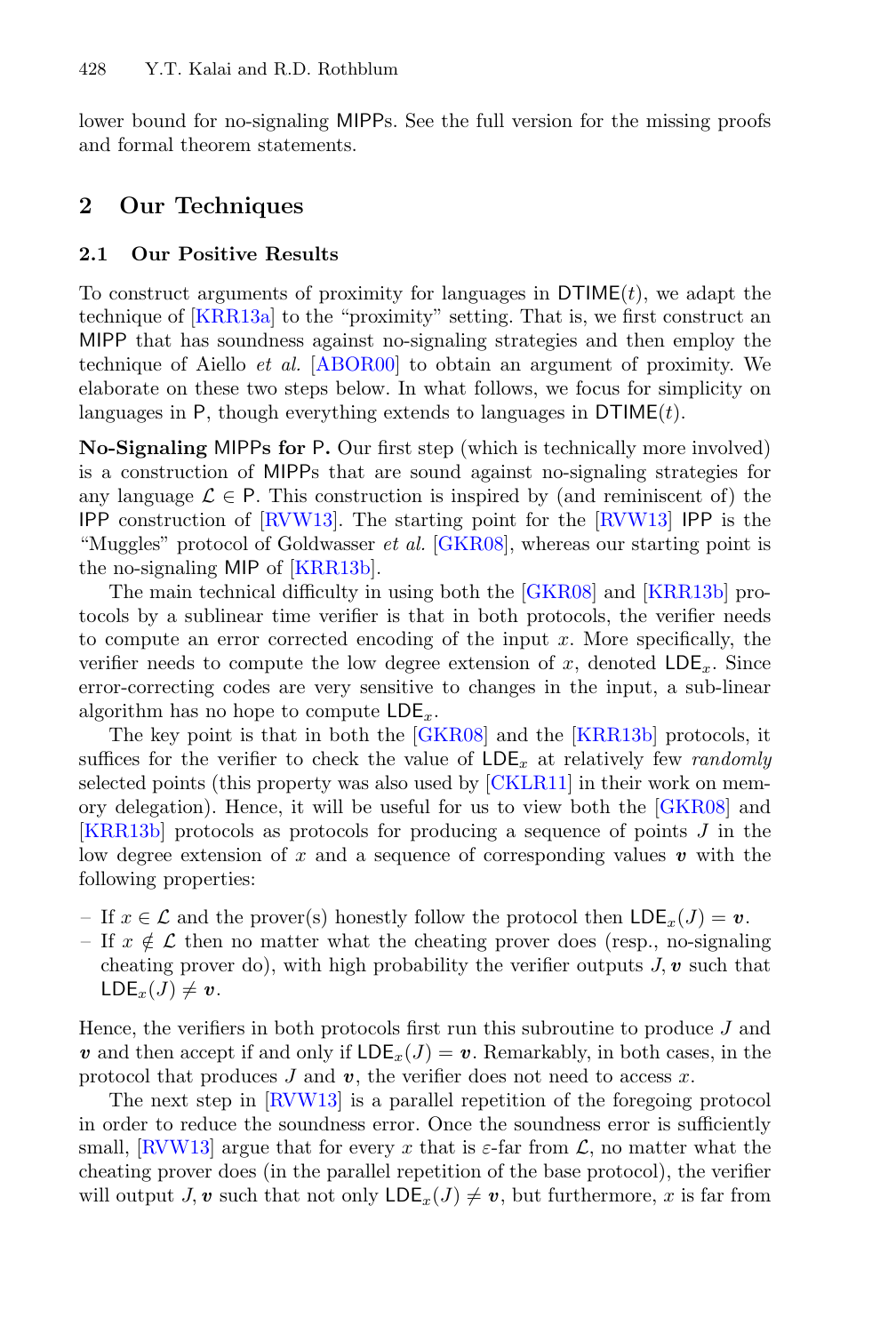lower bound for no-signaling MIPPs. See the full version for the missing proofs and formal theorem statements.

## 2 Our Techniques

### 2.1 Our Positive Results

To construct arguments of proximity for languages in $\mathsf{DTIME}(t)$, we adapt the technique of [KRR13a] to the "proximity" setting. That is, we first construct an MIPP that has soundness against no-signaling strategies and then employ the technique of Aiello *et al.* [ABOR00] to obtain an argument of proximity. We elaborate on these two steps below. In what follows, we focus for simplicity on languages in P, though everything extends to languages in $\mathsf{DTIME}(t)$.

**No-Signaling MIPPs for P.** Our first step (which is technically more involved) is a construction of MIPPs that are sound against no-signaling strategies for any language $\mathcal{L} \in \mathsf{P}$. This construction is inspired by (and reminiscent of) the IPP construction of [RVW13]. The starting point for the [RVW13] IPP is the "Muggles" protocol of Goldwasser *et al.* [GKR08], whereas our starting point is the no-signaling MIP of [KRR13b].

The main technical difficulty in using both the [GKR08] and [KRR13b] protocols by a sublinear time verifier is that in both protocols, the verifier needs to compute an error corrected encoding of the input $x$. More specifically, the verifier needs to compute the low degree extension of $x$, denoted $\mathsf{LDE}_x$. Since error-correcting codes are very sensitive to changes in the input, a sub-linear algorithm has no hope to compute $\mathsf{LDE}_x$.

The key point is that in both the [GKR08] and the [KRR13b] protocols, it suffices for the verifier to check the value of $\mathsf{LDE}_x$ at relatively few *randomly* selected points (this property was also used by [CKLR11] in their work on memory delegation). Hence, it will be useful for us to view both the [GKR08] and [KRR13b] protocols as protocols for producing a sequence of points $J$ in the low degree extension of $x$ and a sequence of corresponding values $\boldsymbol{v}$ with the following properties:

- If $x \in \mathcal{L}$ and the prover(s) honestly follow the protocol then $\mathsf{LDE}_x(J) = \boldsymbol{v}$.
- If $x \notin \mathcal{L}$ then no matter what the cheating prover does (resp., no-signaling cheating prover do), with high probability the verifier outputs $J, \boldsymbol{v}$ such that $\mathsf{LDE}_x(J) \neq \boldsymbol{v}$.

Hence, the verifiers in both protocols first run this subroutine to produce $J$ and $\boldsymbol{v}$ and then accept if and only if $\mathsf{LDE}_x(J) = \boldsymbol{v}$. Remarkably, in both cases, in the protocol that produces $J$ and $\boldsymbol{v}$, the verifier does not need to access $x$.

The next step in [RVW13] is a parallel repetition of the foregoing protocol in order to reduce the soundness error. Once the soundness error is sufficiently small, [RVW13] argue that for every $x$ that is $\varepsilon$-far from $\mathcal{L}$, no matter what the cheating prover does (in the parallel repetition of the base protocol), the verifier will output $J, \boldsymbol{v}$ such that not only $\mathsf{LDE}_x(J) \neq \boldsymbol{v}$, but furthermore, $x$ is far from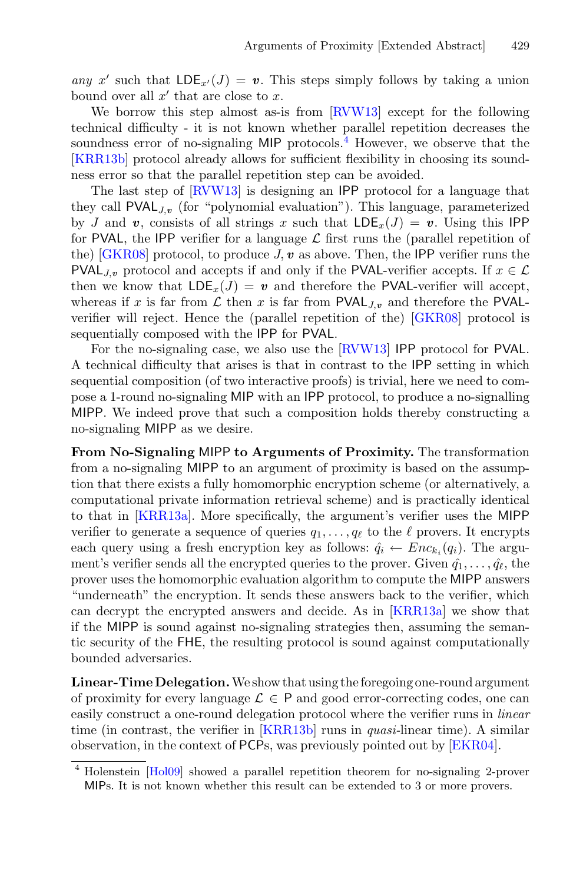*any* $x'$ such that $\mathsf{LDE}_{x'}(J) = \boldsymbol{v}$. This steps simply follows by taking a union bound over all $x'$ that are close to $x$.

We borrow this step almost as-is from [RVW13] except for the following technical difficulty - it is not known whether parallel repetition decreases the soundness error of no-signaling MIP protocols.[4] However, we observe that the [KRR13b] protocol already allows for sufficient flexibility in choosing its soundness error so that the parallel repetition step can be avoided.

The last step of [RVW13] is designing an IPP protocol for a language that they call $\mathsf{PVAL}_{J,\boldsymbol{v}}$ (for "polynomial evaluation"). This language, parameterized by $J$ and $\boldsymbol{v}$, consists of all strings $x$ such that $\mathsf{LDE}_x(J) = \boldsymbol{v}$. Using this IPP for PVAL, the IPP verifier for a language $\mathcal{L}$ first runs the (parallel repetition of the) [GKR08] protocol, to produce $J, \boldsymbol{v}$ as above. Then, the IPP verifier runs the $\mathsf{PVAL}_{J,\boldsymbol{v}}$ protocol and accepts if and only if the PVAL-verifier accepts. If $x \in \mathcal{L}$ then we know that $\mathsf{LDE}_x(J) = \boldsymbol{v}$ and therefore the PVAL-verifier will accept, whereas if $x$ is far from $\mathcal{L}$ then $x$ is far from $\mathsf{PVAL}_{J,\boldsymbol{v}}$ and therefore the PVAL-verifier will reject. Hence the (parallel repetition of the) [GKR08] protocol is sequentially composed with the IPP for PVAL.

For the no-signaling case, we also use the [RVW13] IPP protocol for PVAL. A technical difficulty that arises is that in contrast to the IPP setting in which sequential composition (of two interactive proofs) is trivial, here we need to compose a 1-round no-signaling MIP with an IPP protocol, to produce a no-signalling MIPP. We indeed prove that such a composition holds thereby constructing a no-signaling MIPP as we desire.

**From No-Signaling MIPP to Arguments of Proximity.** The transformation from a no-signaling MIPP to an argument of proximity is based on the assumption that there exists a fully homomorphic encryption scheme (or alternatively, a computational private information retrieval scheme) and is practically identical to that in [KRR13a]. More specifically, the argument's verifier uses the MIPP verifier to generate a sequence of queries $q_1, \ldots, q_\ell$ to the $\ell$ provers. It encrypts each query using a fresh encryption key as follows: $\hat{q}_i \leftarrow Enc_{k_i}(q_i)$. The argument's verifier sends all the encrypted queries to the prover. Given $\hat{q}_1, \ldots, \hat{q}_\ell$, the prover uses the homomorphic evaluation algorithm to compute the MIPP answers "underneath" the encryption. It sends these answers back to the verifier, which can decrypt the encrypted answers and decide. As in [KRR13a] we show that if the MIPP is sound against no-signaling strategies then, assuming the semantic security of the FHE, the resulting protocol is sound against computationally bounded adversaries.

**Linear-Time Delegation.** We show that using the foregoing one-round argument of proximity for every language $\mathcal{L} \in \mathsf{P}$ and good error-correcting codes, one can easily construct a one-round delegation protocol where the verifier runs in *linear* time (in contrast, the verifier in [KRR13b] runs in *quasi*-linear time). A similar observation, in the context of PCPs, was previously pointed out by [EKR04].

---

[4] Holenstein [Hol09] showed a parallel repetition theorem for no-signaling 2-prover MIPs. It is not known whether this result can be extended to 3 or more provers.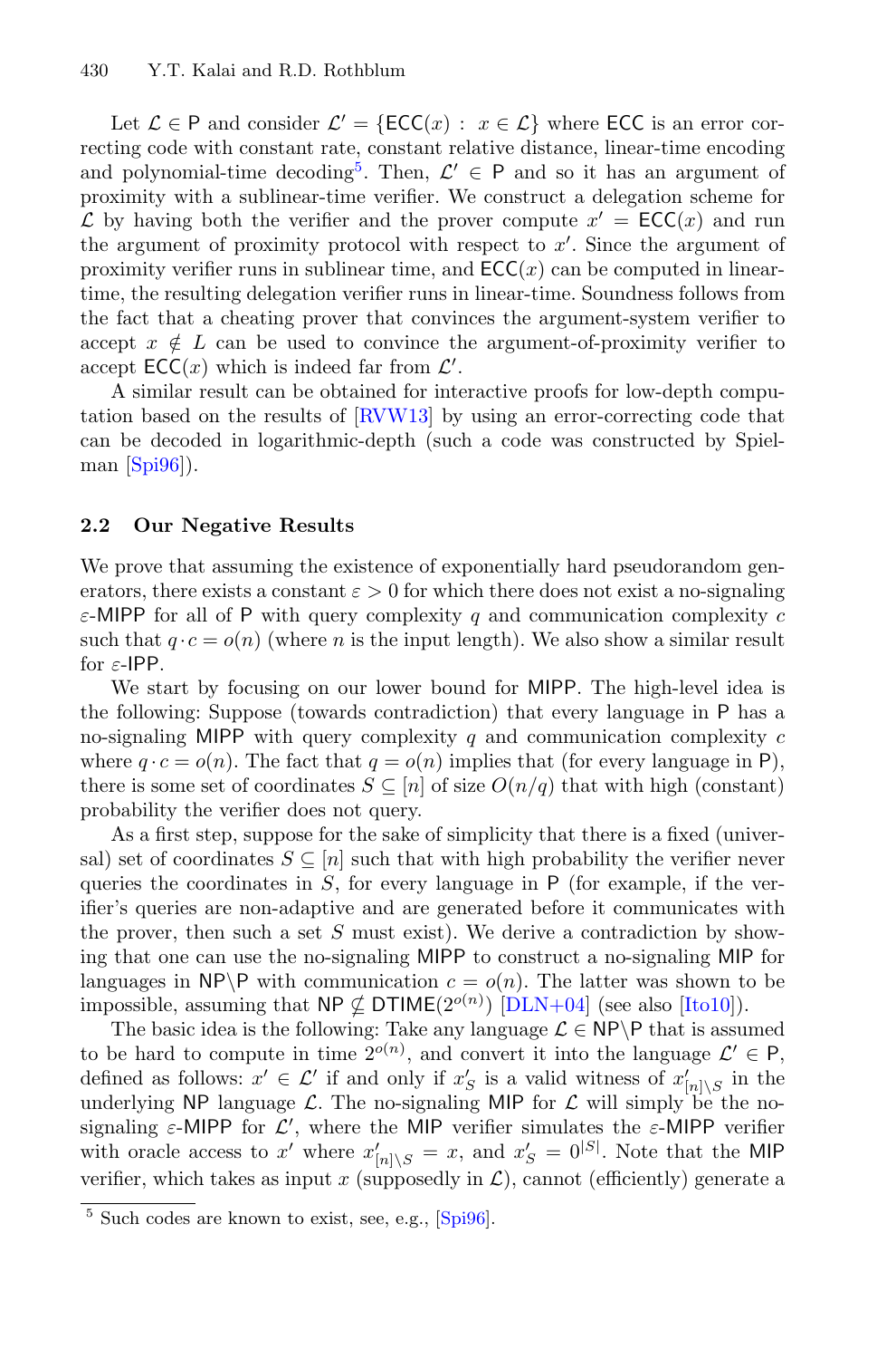Let $\mathcal{L} \in \mathsf{P}$ and consider $\mathcal{L}' = \{\mathsf{ECC}(x) : x \in \mathcal{L}\}$ where $\mathsf{ECC}$ is an error correcting code with constant rate, constant relative distance, linear-time encoding and polynomial-time decoding[5]. Then, $\mathcal{L}' \in \mathsf{P}$ and so it has an argument of proximity with a sublinear-time verifier. We construct a delegation scheme for $\mathcal{L}$ by having both the verifier and the prover compute $x' = \mathsf{ECC}(x)$ and run the argument of proximity protocol with respect to $x'$. Since the argument of proximity verifier runs in sublinear time, and $\mathsf{ECC}(x)$ can be computed in linear-time, the resulting delegation verifier runs in linear-time. Soundness follows from the fact that a cheating prover that convinces the argument-system verifier to accept $x \notin L$ can be used to convince the argument-of-proximity verifier to accept $\mathsf{ECC}(x)$ which is indeed far from $\mathcal{L}'$.

A similar result can be obtained for interactive proofs for low-depth computation based on the results of [RVW13] by using an error-correcting code that can be decoded in logarithmic-depth (such a code was constructed by Spielman [Spi96]).

### 2.2 Our Negative Results

We prove that assuming the existence of exponentially hard pseudorandom generators, there exists a constant $\varepsilon > 0$ for which there does not exist a no-signaling $\varepsilon$-MIPP for all of $\mathsf{P}$ with query complexity $q$ and communication complexity $c$ such that $q \cdot c = o(n)$ (where $n$ is the input length). We also show a similar result for $\varepsilon$-IPP.

We start by focusing on our lower bound for MIPP. The high-level idea is the following: Suppose (towards contradiction) that every language in $\mathsf{P}$ has a no-signaling MIPP with query complexity $q$ and communication complexity $c$ where $q \cdot c = o(n)$. The fact that $q = o(n)$ implies that (for every language in $\mathsf{P}$), there is some set of coordinates $S \subseteq [n]$ of size $O(n/q)$ that with high (constant) probability the verifier does not query.

As a first step, suppose for the sake of simplicity that there is a fixed (universal) set of coordinates $S \subseteq [n]$ such that with high probability the verifier never queries the coordinates in $S$, for every language in $\mathsf{P}$ (for example, if the verifier's queries are non-adaptive and are generated before it communicates with the prover, then such a set $S$ must exist). We derive a contradiction by showing that one can use the no-signaling MIPP to construct a no-signaling MIP for languages in $\mathsf{NP} \backslash \mathsf{P}$ with communication $c = o(n)$. The latter was shown to be impossible, assuming that $\mathsf{NP} \nsubseteq \mathsf{DTIME}(2^{o(n)})$ [DLN+04] (see also [Ito10]).

The basic idea is the following: Take any language $\mathcal{L} \in \mathsf{NP} \backslash \mathsf{P}$ that is assumed to be hard to compute in time $2^{o(n)}$, and convert it into the language $\mathcal{L}' \in \mathsf{P}$, defined as follows: $x' \in \mathcal{L}'$ if and only if $x'_S$ is a valid witness of $x'_{[n]\backslash S}$ in the underlying $\mathsf{NP}$ language $\mathcal{L}$. The no-signaling MIP for $\mathcal{L}$ will simply be the no-signaling $\varepsilon$-MIPP for $\mathcal{L}'$, where the MIP verifier simulates the $\varepsilon$-MIPP verifier with oracle access to $x'$ where $x'_{[n]\backslash S} = x$, and $x'_S = 0^{|S|}$. Note that the MIP verifier, which takes as input $x$ (supposedly in $\mathcal{L}$), cannot (efficiently) generate a

[5] Such codes are known to exist, see, e.g., [Spi96].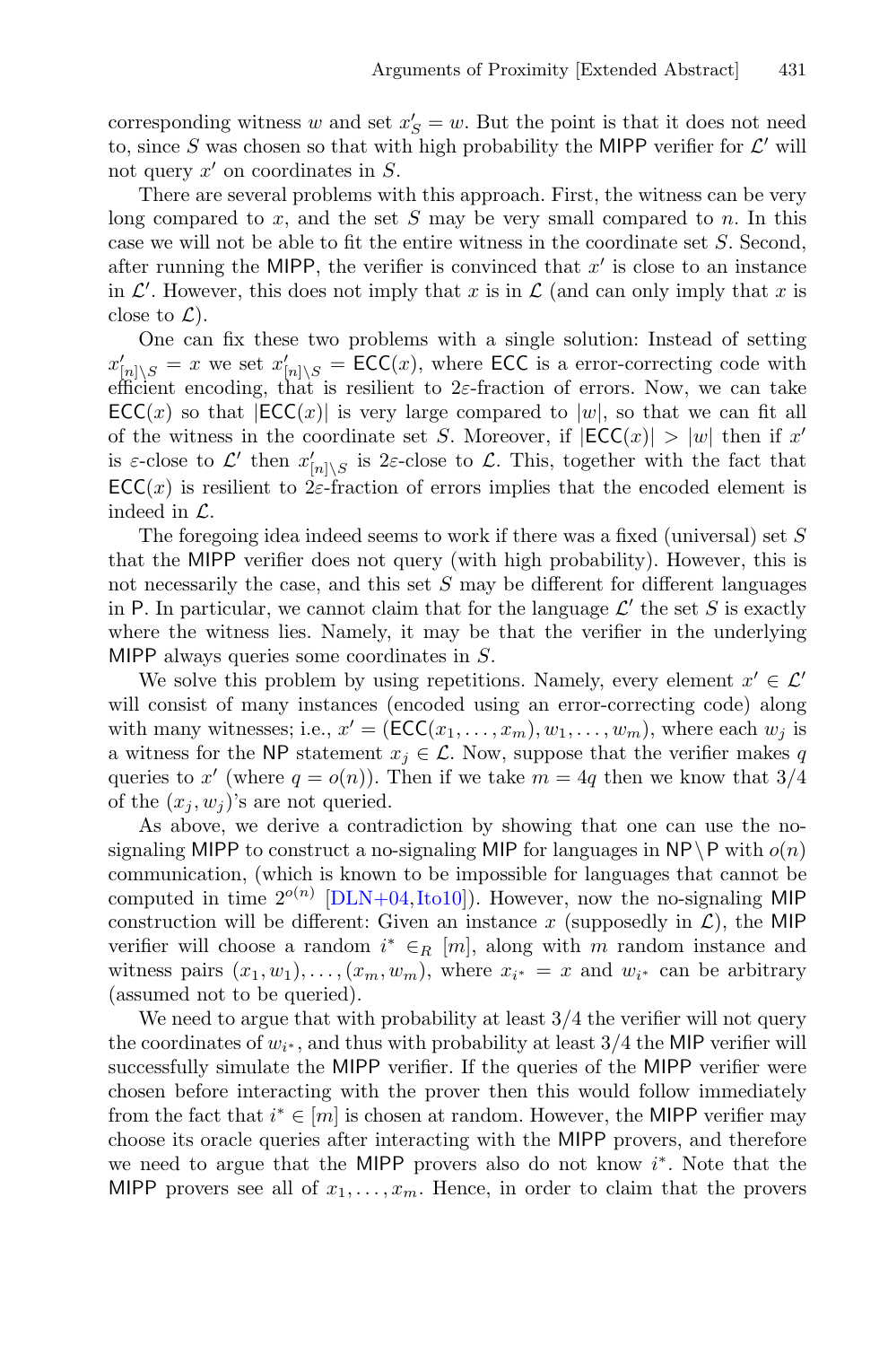corresponding witness $w$ and set $x'_S = w$. But the point is that it does not need to, since $S$ was chosen so that with high probability the MIPP verifier for $\mathcal{L}'$ will not query $x'$ on coordinates in $S$.

There are several problems with this approach. First, the witness can be very long compared to $x$, and the set $S$ may be very small compared to $n$. In this case we will not be able to fit the entire witness in the coordinate set $S$. Second, after running the MIPP, the verifier is convinced that $x'$ is close to an instance in $\mathcal{L}'$. However, this does not imply that $x$ is in $\mathcal{L}$ (and can only imply that $x$ is close to $\mathcal{L}$).

One can fix these two problems with a single solution: Instead of setting $x'_{[n]\setminus S} = x$ we set $x'_{[n]\setminus S} = \mathsf{ECC}(x)$, where $\mathsf{ECC}$ is a error-correcting code with efficient encoding, that is resilient to $2\varepsilon$-fraction of errors. Now, we can take $\mathsf{ECC}(x)$ so that $|\mathsf{ECC}(x)|$ is very large compared to $|w|$, so that we can fit all of the witness in the coordinate set $S$. Moreover, if $|\mathsf{ECC}(x)| > |w|$ then if $x'$ is $\varepsilon$-close to $\mathcal{L}'$ then $x'_{[n]\setminus S}$ is $2\varepsilon$-close to $\mathcal{L}$. This, together with the fact that $\mathsf{ECC}(x)$ is resilient to $2\varepsilon$-fraction of errors implies that the encoded element is indeed in $\mathcal{L}$.

The foregoing idea indeed seems to work if there was a fixed (universal) set $S$ that the MIPP verifier does not query (with high probability). However, this is not necessarily the case, and this set $S$ may be different for different languages in P. In particular, we cannot claim that for the language $\mathcal{L}'$ the set $S$ is exactly where the witness lies. Namely, it may be that the verifier in the underlying MIPP always queries some coordinates in $S$.

We solve this problem by using repetitions. Namely, every element $x' \in \mathcal{L}'$ will consist of many instances (encoded using an error-correcting code) along with many witnesses; i.e., $x' = (\mathsf{ECC}(x_1, \ldots, x_m), w_1, \ldots, w_m)$, where each $w_j$ is a witness for the NP statement $x_j \in \mathcal{L}$. Now, suppose that the verifier makes $q$ queries to $x'$ (where $q = o(n)$). Then if we take $m = 4q$ then we know that $3/4$ of the $(x_j, w_j)$'s are not queried.

As above, we derive a contradiction by showing that one can use the no-signaling MIPP to construct a no-signaling MIP for languages in $\mathsf{NP} \setminus \mathsf{P}$ with $o(n)$ communication, (which is known to be impossible for languages that cannot be computed in time $2^{o(n)}$ [DLN+04,Ito10]). However, now the no-signaling MIP construction will be different: Given an instance $x$ (supposedly in $\mathcal{L}$), the MIP verifier will choose a random $i^* \in_R [m]$, along with $m$ random instance and witness pairs $(x_1, w_1), \ldots, (x_m, w_m)$, where $x_{i^*} = x$ and $w_{i^*}$ can be arbitrary (assumed not to be queried).

We need to argue that with probability at least $3/4$ the verifier will not query the coordinates of $w_{i^*}$, and thus with probability at least $3/4$ the MIP verifier will successfully simulate the MIPP verifier. If the queries of the MIPP verifier were chosen before interacting with the prover then this would follow immediately from the fact that $i^* \in [m]$ is chosen at random. However, the MIPP verifier may choose its oracle queries after interacting with the MIPP provers, and therefore we need to argue that the MIPP provers also do not know $i^*$. Note that the MIPP provers see all of $x_1, \ldots, x_m$. Hence, in order to claim that the provers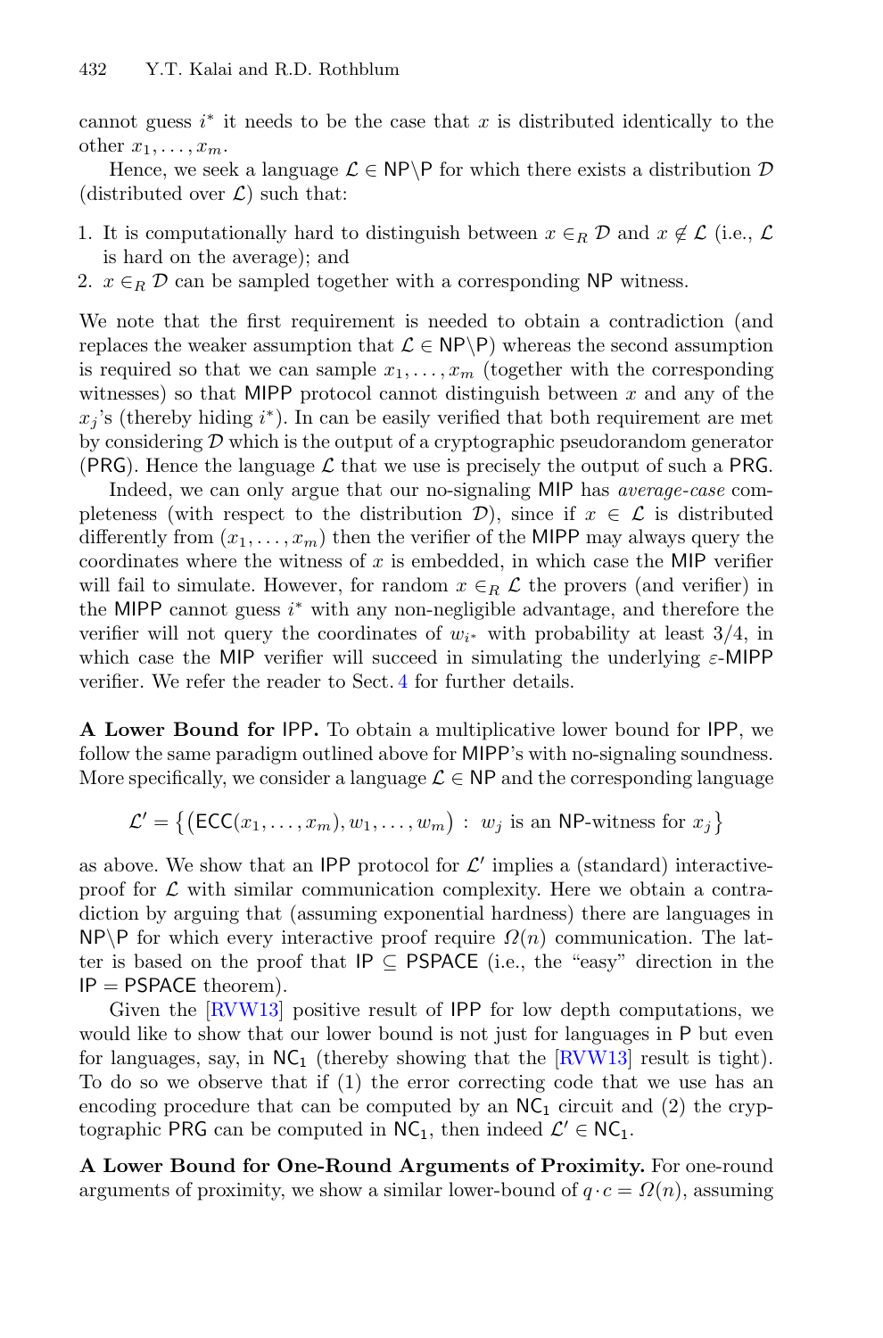cannot guess $i^*$ it needs to be the case that $x$ is distributed identically to the other $x_1, \ldots, x_m$.

Hence, we seek a language $\mathcal{L} \in \mathsf{NP} \backslash \mathsf{P}$ for which there exists a distribution $\mathcal{D}$ (distributed over $\mathcal{L}$) such that:

1. It is computationally hard to distinguish between $x \in_R \mathcal{D}$ and $x \notin \mathcal{L}$ (i.e., $\mathcal{L}$ is hard on the average); and
2. $x \in_R \mathcal{D}$ can be sampled together with a corresponding $\mathsf{NP}$ witness.

We note that the first requirement is needed to obtain a contradiction (and replaces the weaker assumption that $\mathcal{L} \in \mathsf{NP} \backslash \mathsf{P}$) whereas the second assumption is required so that we can sample $x_1, \ldots, x_m$ (together with the corresponding witnesses) so that MIPP protocol cannot distinguish between $x$ and any of the $x_j$'s (thereby hiding $i^*$). In can be easily verified that both requirement are met by considering $\mathcal{D}$ which is the output of a cryptographic pseudorandom generator (PRG). Hence the language $\mathcal{L}$ that we use is precisely the output of such a PRG.

Indeed, we can only argue that our no-signaling MIP has *average-case* completeness (with respect to the distribution $\mathcal{D}$), since if $x \in \mathcal{L}$ is distributed differently from $(x_1, \ldots, x_m)$ then the verifier of the MIPP may always query the coordinates where the witness of $x$ is embedded, in which case the MIP verifier will fail to simulate. However, for random $x \in_R \mathcal{L}$ the provers (and verifier) in the MIPP cannot guess $i^*$ with any non-negligible advantage, and therefore the verifier will not query the coordinates of $w_{i^*}$ with probability at least 3/4, in which case the MIP verifier will succeed in simulating the underlying $\varepsilon$-MIPP verifier. We refer the reader to Sect. 4 for further details.

**A Lower Bound for IPP.** To obtain a multiplicative lower bound for IPP, we follow the same paradigm outlined above for MIPP's with no-signaling soundness. More specifically, we consider a language $\mathcal{L} \in \mathsf{NP}$ and the corresponding language

$$\mathcal{L}' = \left\{ \left( \mathsf{ECC}(x_1, \ldots, x_m), w_1, \ldots, w_m \right) : \ w_j \text{ is an } \mathsf{NP}\text{-witness for } x_j \right\}$$

as above. We show that an IPP protocol for $\mathcal{L}'$ implies a (standard) interactive-proof for $\mathcal{L}$ with similar communication complexity. Here we obtain a contradiction by arguing that (assuming exponential hardness) there are languages in $\mathsf{NP} \backslash \mathsf{P}$ for which every interactive proof require $\Omega(n)$ communication. The latter is based on the proof that $\mathsf{IP} \subseteq \mathsf{PSPACE}$ (i.e., the "easy" direction in the $\mathsf{IP} = \mathsf{PSPACE}$ theorem).

Given the [RVW13] positive result of IPP for low depth computations, we would like to show that our lower bound is not just for languages in P but even for languages, say, in $\mathsf{NC}_1$ (thereby showing that the [RVW13] result is tight). To do so we observe that if (1) the error correcting code that we use has an encoding procedure that can be computed by an $\mathsf{NC}_1$ circuit and (2) the cryptographic PRG can be computed in $\mathsf{NC}_1$, then indeed $\mathcal{L}' \in \mathsf{NC}_1$.

**A Lower Bound for One-Round Arguments of Proximity.** For one-round arguments of proximity, we show a similar lower-bound of $q \cdot c = \Omega(n)$, assuming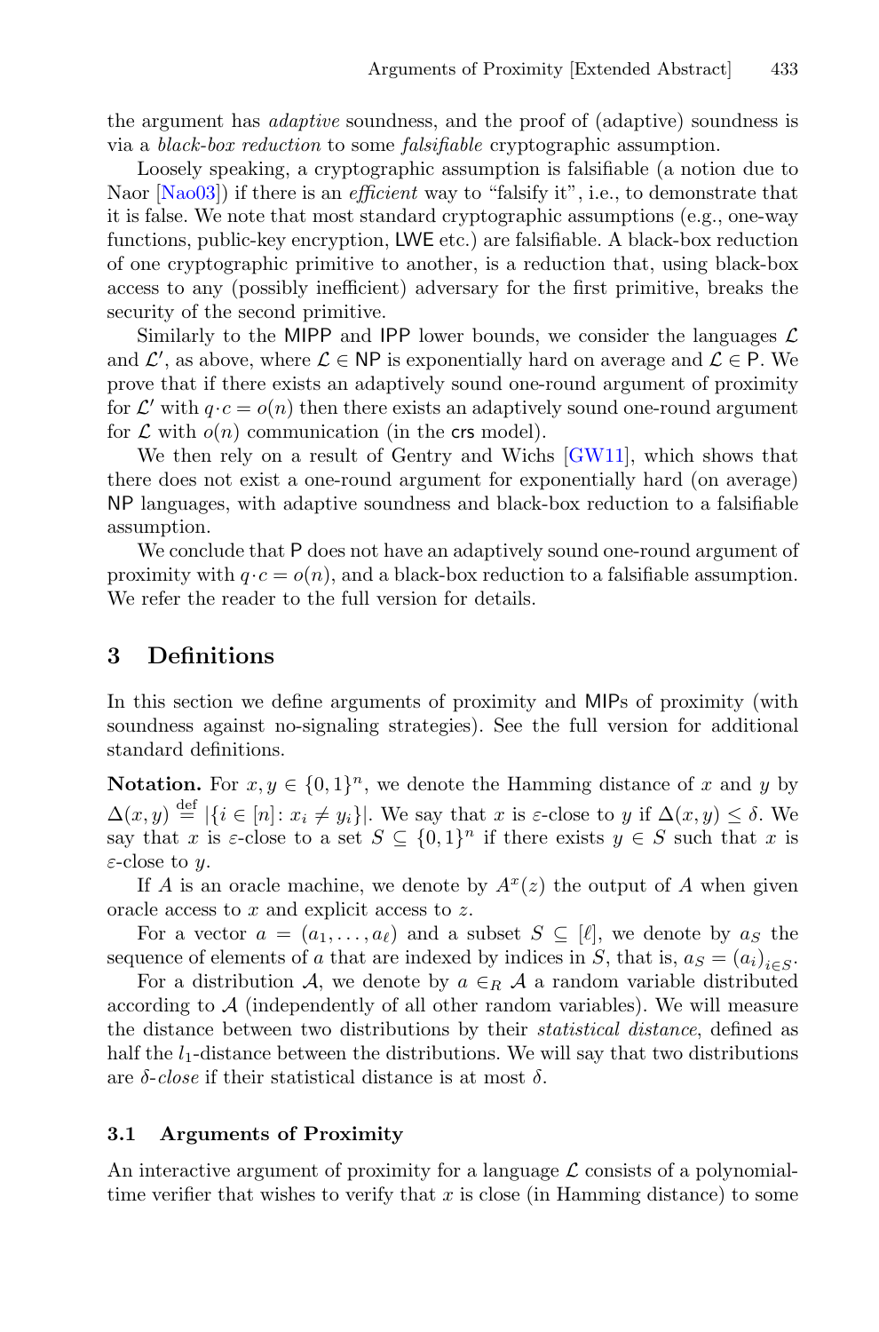the argument has *adaptive* soundness, and the proof of (adaptive) soundness is via a *black-box reduction* to some *falsifiable* cryptographic assumption.

Loosely speaking, a cryptographic assumption is falsifiable (a notion due to Naor [Nao03]) if there is an *efficient* way to "falsify it", i.e., to demonstrate that it is false. We note that most standard cryptographic assumptions (e.g., one-way functions, public-key encryption, LWE etc.) are falsifiable. A black-box reduction of one cryptographic primitive to another, is a reduction that, using black-box access to any (possibly inefficient) adversary for the first primitive, breaks the security of the second primitive.

Similarly to the MIPP and IPP lower bounds, we consider the languages $\mathcal{L}$ and $\mathcal{L}'$, as above, where $\mathcal{L} \in \mathsf{NP}$ is exponentially hard on average and $\mathcal{L} \in \mathsf{P}$. We prove that if there exists an adaptively sound one-round argument of proximity for $\mathcal{L}'$ with $q \cdot c = o(n)$ then there exists an adaptively sound one-round argument for $\mathcal{L}$ with $o(n)$ communication (in the $\mathsf{crs}$ model).

We then rely on a result of Gentry and Wichs [GW11], which shows that there does not exist a one-round argument for exponentially hard (on average) NP languages, with adaptive soundness and black-box reduction to a falsifiable assumption.

We conclude that P does not have an adaptively sound one-round argument of proximity with $q \cdot c = o(n)$, and a black-box reduction to a falsifiable assumption. We refer the reader to the full version for details.

## 3 Definitions

In this section we define arguments of proximity and MIPs of proximity (with soundness against no-signaling strategies). See the full version for additional standard definitions.

**Notation.** For $x, y \in \{0,1\}^n$, we denote the Hamming distance of $x$ and $y$ by $\Delta(x, y) \stackrel{\text{def}}{=} |\{i \in [n] \colon x_i \neq y_i\}|$. We say that $x$ is $\varepsilon$-close to $y$ if $\Delta(x, y) \leq \delta$. We say that $x$ is $\varepsilon$-close to a set $S \subseteq \{0,1\}^n$ if there exists $y \in S$ such that $x$ is $\varepsilon$-close to $y$.

If $A$ is an oracle machine, we denote by $A^x(z)$ the output of $A$ when given oracle access to $x$ and explicit access to $z$.

For a vector $a = (a_1, \ldots, a_\ell)$ and a subset $S \subseteq [\ell]$, we denote by $a_S$ the sequence of elements of $a$ that are indexed by indices in $S$, that is, $a_S = (a_i)_{i \in S}$.

For a distribution $\mathcal{A}$, we denote by $a \in_R \mathcal{A}$ a random variable distributed according to $\mathcal{A}$ (independently of all other random variables). We will measure the distance between two distributions by their *statistical distance*, defined as half the $l_1$-distance between the distributions. We will say that two distributions are *$\delta$-close* if their statistical distance is at most $\delta$.

### 3.1 Arguments of Proximity

An interactive argument of proximity for a language $\mathcal{L}$ consists of a polynomial-time verifier that wishes to verify that $x$ is close (in Hamming distance) to some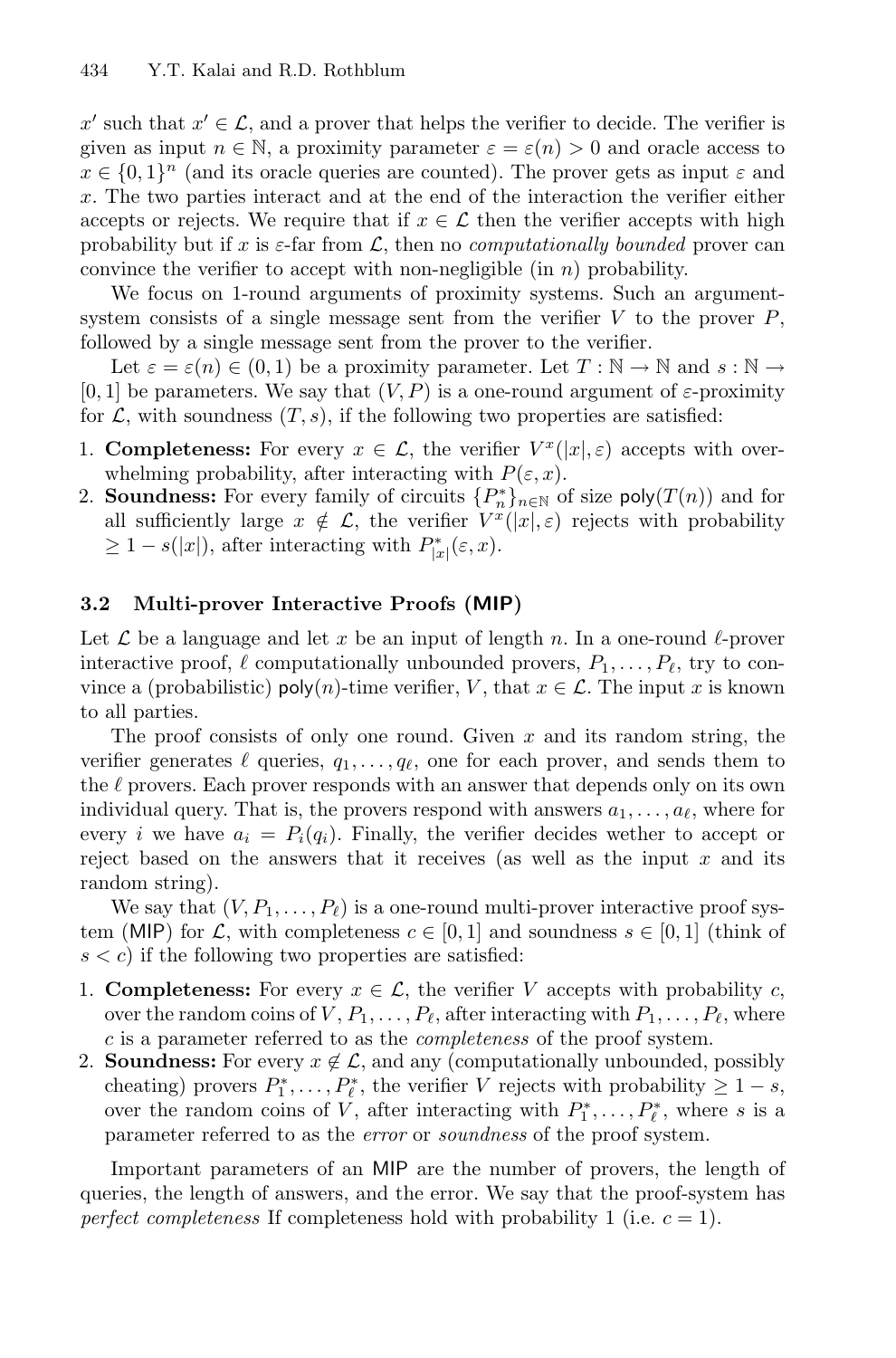$x'$ such that $x' \in \mathcal{L}$, and a prover that helps the verifier to decide. The verifier is given as input $n \in \mathbb{N}$, a proximity parameter $\varepsilon = \varepsilon(n) > 0$ and oracle access to $x \in \{0,1\}^n$ (and its oracle queries are counted). The prover gets as input $\varepsilon$ and $x$. The two parties interact and at the end of the interaction the verifier either accepts or rejects. We require that if $x \in \mathcal{L}$ then the verifier accepts with high probability but if $x$ is $\varepsilon$-far from $\mathcal{L}$, then no *computationally bounded* prover can convince the verifier to accept with non-negligible (in $n$) probability.

We focus on 1-round arguments of proximity systems. Such an argument-system consists of a single message sent from the verifier $V$ to the prover $P$, followed by a single message sent from the prover to the verifier.

Let $\varepsilon = \varepsilon(n) \in (0,1)$ be a proximity parameter. Let $T : \mathbb{N} \to \mathbb{N}$ and $s : \mathbb{N} \to [0,1]$ be parameters. We say that $(V, P)$ is a one-round argument of $\varepsilon$-proximity for $\mathcal{L}$, with soundness $(T, s)$, if the following two properties are satisfied:

1. **Completeness:** For every $x \in \mathcal{L}$, the verifier $V^x(|x|, \varepsilon)$ accepts with overwhelming probability, after interacting with $P(\varepsilon, x)$.
2. **Soundness:** For every family of circuits $\{P_n^*\}_{n \in \mathbb{N}}$ of size $\mathsf{poly}(T(n))$ and for all sufficiently large $x \notin \mathcal{L}$, the verifier $V^x(|x|, \varepsilon)$ rejects with probability $\geq 1 - s(|x|)$, after interacting with $P_{|x|}^*(\varepsilon, x)$.

### 3.2 Multi-prover Interactive Proofs (MIP)

Let $\mathcal{L}$ be a language and let $x$ be an input of length $n$. In a one-round $\ell$-prover interactive proof, $\ell$ computationally unbounded provers, $P_1, \ldots, P_\ell$, try to convince a (probabilistic) $\mathsf{poly}(n)$-time verifier, $V$, that $x \in \mathcal{L}$. The input $x$ is known to all parties.

The proof consists of only one round. Given $x$ and its random string, the verifier generates $\ell$ queries, $q_1, \ldots, q_\ell$, one for each prover, and sends them to the $\ell$ provers. Each prover responds with an answer that depends only on its own individual query. That is, the provers respond with answers $a_1, \ldots, a_\ell$, where for every $i$ we have $a_i = P_i(q_i)$. Finally, the verifier decides wether to accept or reject based on the answers that it receives (as well as the input $x$ and its random string).

We say that $(V, P_1, \ldots, P_\ell)$ is a one-round multi-prover interactive proof system (MIP) for $\mathcal{L}$, with completeness $c \in [0,1]$ and soundness $s \in [0,1]$ (think of $s < c$) if the following two properties are satisfied:

1. **Completeness:** For every $x \in \mathcal{L}$, the verifier $V$ accepts with probability $c$, over the random coins of $V, P_1, \ldots, P_\ell$, after interacting with $P_1, \ldots, P_\ell$, where $c$ is a parameter referred to as the *completeness* of the proof system.
2. **Soundness:** For every $x \notin \mathcal{L}$, and any (computationally unbounded, possibly cheating) provers $P_1^*, \ldots, P_\ell^*$, the verifier $V$ rejects with probability $\geq 1 - s$, over the random coins of $V$, after interacting with $P_1^*, \ldots, P_\ell^*$, where $s$ is a parameter referred to as the *error* or *soundness* of the proof system.

Important parameters of an MIP are the number of provers, the length of queries, the length of answers, and the error. We say that the proof-system has *perfect completeness* If completeness hold with probability 1 (i.e. $c = 1$).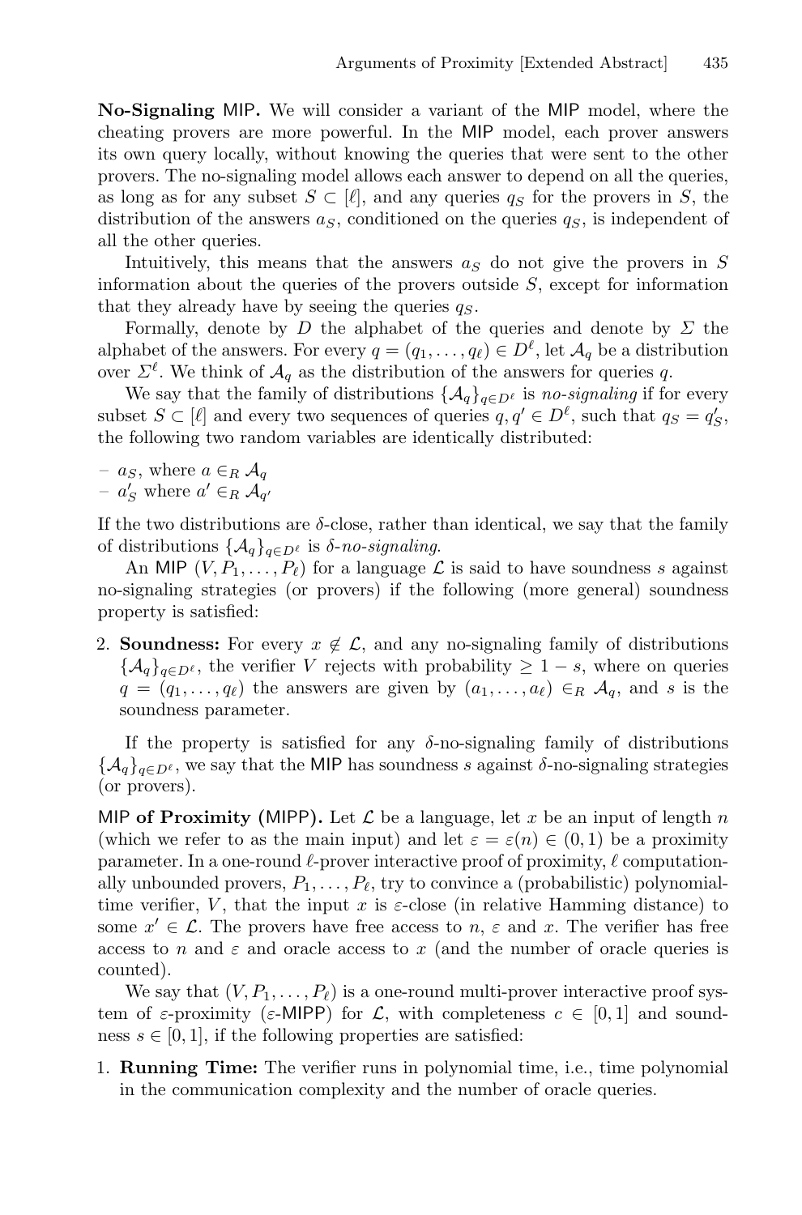**No-Signaling MIP.** We will consider a variant of the MIP model, where the cheating provers are more powerful. In the MIP model, each prover answers its own query locally, without knowing the queries that were sent to the other provers. The no-signaling model allows each answer to depend on all the queries, as long as for any subset $S \subset [\ell]$, and any queries $q_S$ for the provers in $S$, the distribution of the answers $a_S$, conditioned on the queries $q_S$, is independent of all the other queries.

Intuitively, this means that the answers $a_S$ do not give the provers in $S$ information about the queries of the provers outside $S$, except for information that they already have by seeing the queries $q_S$.

Formally, denote by $D$ the alphabet of the queries and denote by $\Sigma$ the alphabet of the answers. For every $q = (q_1, \ldots, q_\ell) \in D^\ell$, let $\mathcal{A}_q$ be a distribution over $\Sigma^\ell$. We think of $\mathcal{A}_q$ as the distribution of the answers for queries $q$.

We say that the family of distributions $\{\mathcal{A}_q\}_{q \in D^\ell}$ is *no-signaling* if for every subset $S \subset [\ell]$ and every two sequences of queries $q, q' \in D^\ell$, such that $q_S = q'_S$, the following two random variables are identically distributed:

- $a_S$, where $a \in_R \mathcal{A}_q$
- $a'_S$ where $a' \in_R \mathcal{A}_{q'}$

If the two distributions are $\delta$-close, rather than identical, we say that the family of distributions $\{\mathcal{A}_q\}_{q \in D^\ell}$ is *$\delta$-no-signaling*.

An MIP $(V, P_1, \ldots, P_\ell)$ for a language $\mathcal{L}$ is said to have soundness $s$ against no-signaling strategies (or provers) if the following (more general) soundness property is satisfied:

2. **Soundness:** For every $x \notin \mathcal{L}$, and any no-signaling family of distributions $\{\mathcal{A}_q\}_{q \in D^\ell}$, the verifier $V$ rejects with probability $\geq 1 - s$, where on queries $q = (q_1, \ldots, q_\ell)$ the answers are given by $(a_1, \ldots, a_\ell) \in_R \mathcal{A}_q$, and $s$ is the soundness parameter.

If the property is satisfied for any $\delta$-no-signaling family of distributions $\{\mathcal{A}_q\}_{q \in D^\ell}$, we say that the MIP has soundness $s$ against $\delta$-no-signaling strategies (or provers).

**MIP of Proximity (MIPP).** Let $\mathcal{L}$ be a language, let $x$ be an input of length $n$ (which we refer to as the main input) and let $\varepsilon = \varepsilon(n) \in (0, 1)$ be a proximity parameter. In a one-round $\ell$-prover interactive proof of proximity, $\ell$ computationally unbounded provers, $P_1, \ldots, P_\ell$, try to convince a (probabilistic) polynomial-time verifier, $V$, that the input $x$ is $\varepsilon$-close (in relative Hamming distance) to some $x' \in \mathcal{L}$. The provers have free access to $n$, $\varepsilon$ and $x$. The verifier has free access to $n$ and $\varepsilon$ and oracle access to $x$ (and the number of oracle queries is counted).

We say that $(V, P_1, \ldots, P_\ell)$ is a one-round multi-prover interactive proof system of $\varepsilon$-proximity ($\varepsilon$-MIPP) for $\mathcal{L}$, with completeness $c \in [0, 1]$ and soundness $s \in [0, 1]$, if the following properties are satisfied:

1. **Running Time:** The verifier runs in polynomial time, i.e., time polynomial in the communication complexity and the number of oracle queries.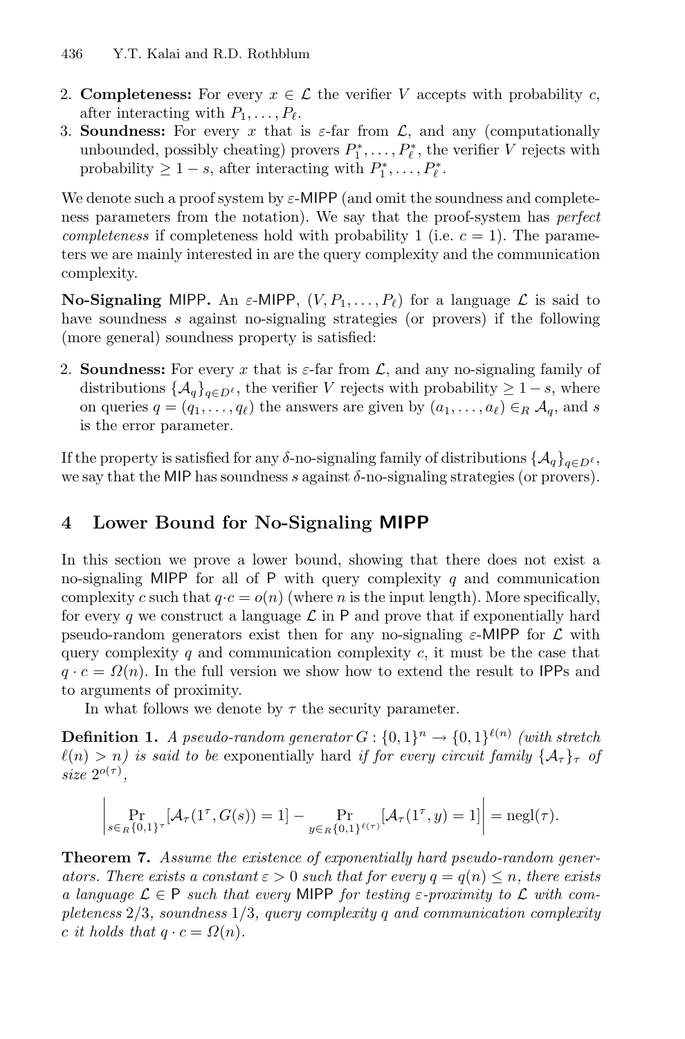2. **Completeness:** For every $x \in \mathcal{L}$ the verifier $V$ accepts with probability $c$, after interacting with $P_1, \ldots, P_\ell$.
3. **Soundness:** For every $x$ that is $\varepsilon$-far from $\mathcal{L}$, and any (computationally unbounded, possibly cheating) provers $P_1^*, \ldots, P_\ell^*$, the verifier $V$ rejects with probability $\geq 1 - s$, after interacting with $P_1^*, \ldots, P_\ell^*$.

We denote such a proof system by $\varepsilon$-MIPP (and omit the soundness and completeness parameters from the notation). We say that the proof-system has *perfect completeness* if completeness hold with probability 1 (i.e. $c = 1$). The parameters we are mainly interested in are the query complexity and the communication complexity.

**No-Signaling MIPP.** An $\varepsilon$-MIPP, $(V, P_1, \ldots, P_\ell)$ for a language $\mathcal{L}$ is said to have soundness $s$ against no-signaling strategies (or provers) if the following (more general) soundness property is satisfied:

2. **Soundness:** For every $x$ that is $\varepsilon$-far from $\mathcal{L}$, and any no-signaling family of distributions $\{\mathcal{A}_q\}_{q \in D^\ell}$, the verifier $V$ rejects with probability $\geq 1 - s$, where on queries $q = (q_1, \ldots, q_\ell)$ the answers are given by $(a_1, \ldots, a_\ell) \in_R \mathcal{A}_q$, and $s$ is the error parameter.

If the property is satisfied for any $\delta$-no-signaling family of distributions $\{\mathcal{A}_q\}_{q \in D^\ell}$, we say that the MIP has soundness $s$ against $\delta$-no-signaling strategies (or provers).

## 4 Lower Bound for No-Signaling MIPP

In this section we prove a lower bound, showing that there does not exist a no-signaling MIPP for all of P with query complexity $q$ and communication complexity $c$ such that $q \cdot c = o(n)$ (where $n$ is the input length). More specifically, for every $q$ we construct a language $\mathcal{L}$ in P and prove that if exponentially hard pseudo-random generators exist then for any no-signaling $\varepsilon$-MIPP for $\mathcal{L}$ with query complexity $q$ and communication complexity $c$, it must be the case that $q \cdot c = \Omega(n)$. In the full version we show how to extend the result to IPPs and to arguments of proximity.

In what follows we denote by $\tau$ the security parameter.

**Definition 1.** *A pseudo-random generator $G : \{0,1\}^n \to \{0,1\}^{\ell(n)}$ (with stretch $\ell(n) > n$) is said to be* exponentially hard *if for every circuit family $\{\mathcal{A}_\tau\}_\tau$ of size $2^{o(\tau)}$,*

$$\left| \Pr_{s \in_R \{0,1\}^\tau}[\mathcal{A}_\tau(1^\tau, G(s)) = 1] - \Pr_{y \in_R \{0,1\}^{\ell(\tau)}}[\mathcal{A}_\tau(1^\tau, y) = 1] \right| = \mathrm{negl}(\tau).$$

**Theorem 7.** *Assume the existence of exponentially hard pseudo-random generators. There exists a constant $\varepsilon > 0$ such that for every $q = q(n) \leq n$, there exists a language $\mathcal{L} \in$ P such that every MIPP for testing $\varepsilon$-proximity to $\mathcal{L}$ with completeness $2/3$, soundness $1/3$, query complexity $q$ and communication complexity $c$ it holds that $q \cdot c = \Omega(n)$.*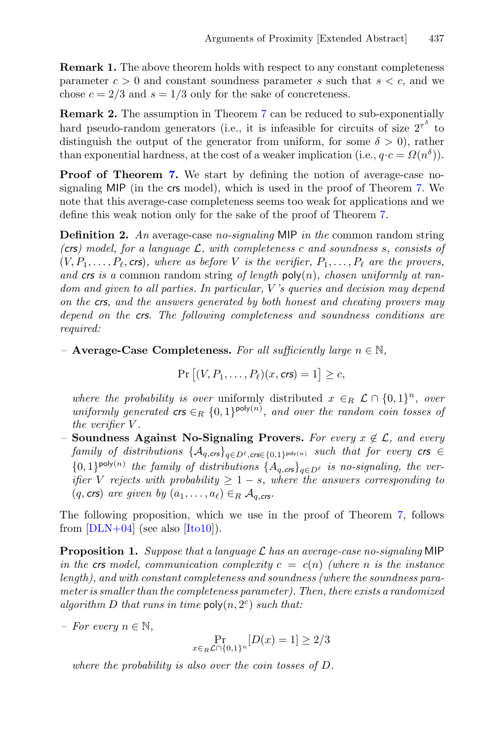**Remark 1.** The above theorem holds with respect to any constant completeness parameter $c > 0$ and constant soundness parameter $s$ such that $s < c$, and we chose $c = 2/3$ and $s = 1/3$ only for the sake of concreteness.

**Remark 2.** The assumption in Theorem 7 can be reduced to sub-exponentially hard pseudo-random generators (i.e., it is infeasible for circuits of size $2^{\tau^\delta}$ to distinguish the output of the generator from uniform, for some $\delta > 0$), rather than exponential hardness, at the cost of a weaker implication (i.e., $q \cdot c = \Omega(n^\delta)$).

**Proof of Theorem 7.** We start by defining the notion of average-case no-signaling MIP (in the crs model), which is used in the proof of Theorem 7. We note that this average-case completeness seems too weak for applications and we define this weak notion only for the sake of the proof of Theorem 7.

**Definition 2.** *An* average-case *no-signaling* MIP *in the* common random string *(crs) model, for a language $\mathcal{L}$, with completeness $c$ and soundness $s$, consists of $(V, P_1, \ldots, P_\ell, \mathsf{crs})$, where as before $V$ is the verifier, $P_1, \ldots, P_\ell$ are the provers, and crs is a* common random string *of length $\mathsf{poly}(n)$, chosen uniformly at random and given to all parties. In particular, $V$'s queries and decision may depend on the crs, and the answers generated by both honest and cheating provers may depend on the crs. The following completeness and soundness conditions are required:*

- **Average-Case Completeness.** *For all sufficiently large $n \in \mathbb{N}$,*

$$\Pr\left[(V, P_1, \ldots, P_\ell)(x, \mathsf{crs}) = 1\right] \geq c,$$

  *where the probability is over* uniformly distributed $x \in_R \mathcal{L} \cap \{0,1\}^n$, *over uniformly generated* $\mathsf{crs} \in_R \{0,1\}^{\mathsf{poly}(n)}$, *and over the random coin tosses of the verifier $V$.*
- **Soundness Against No-Signaling Provers.** *For every $x \notin \mathcal{L}$, and every family of distributions $\{\mathcal{A}_{q,\mathsf{crs}}\}_{q \in D^\ell, \mathsf{crs} \in \{0,1\}^{\mathsf{poly}(n)}}$ such that for every $\mathsf{crs} \in \{0,1\}^{\mathsf{poly}(n)}$ the family of distributions $\{A_{q,\mathsf{crs}}\}_{q \in D^\ell}$ is no-signaling, the verifier $V$ rejects with probability $\geq 1 - s$, where the answers corresponding to $(q, \mathsf{crs})$ are given by $(a_1, \ldots, a_\ell) \in_R \mathcal{A}_{q,\mathsf{crs}}$.*

The following proposition, which we use in the proof of Theorem 7, follows from [DLN+04] (see also [Ito10]).

**Proposition 1.** *Suppose that a language $\mathcal{L}$ has an average-case no-signaling* MIP *in the crs model, communication complexity $c = c(n)$ (where $n$ is the instance length), and with constant completeness and soundness (where the soundness parameter is smaller than the completeness parameter). Then, there exists a randomized algorithm $D$ that runs in time $\mathsf{poly}(n, 2^c)$ such that:*

- *For every $n \in \mathbb{N}$,*

$$\Pr_{x \in_R \mathcal{L} \cap \{0,1\}^n}[D(x) = 1] \geq 2/3$$

  *where the probability is also over the coin tosses of $D$.*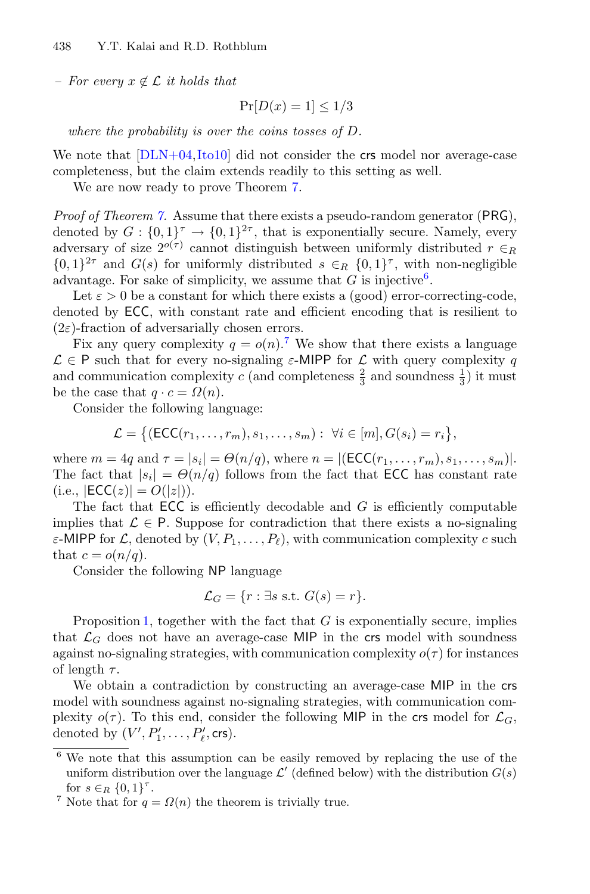– *For every $x \notin \mathcal{L}$ it holds that*

$$\Pr[D(x) = 1] \leq 1/3$$

*where the probability is over the coins tosses of $D$.*

We note that [DLN+04, Ito10] did not consider the crs model nor average-case completeness, but the claim extends readily to this setting as well.

We are now ready to prove Theorem 7.

*Proof of Theorem 7.* Assume that there exists a pseudo-random generator (PRG), denoted by $G : \{0,1\}^\tau \to \{0,1\}^{2\tau}$, that is exponentially secure. Namely, every adversary of size $2^{o(\tau)}$ cannot distinguish between uniformly distributed $r \in_R \{0,1\}^{2\tau}$ and $G(s)$ for uniformly distributed $s \in_R \{0,1\}^\tau$, with non-negligible advantage. For sake of simplicity, we assume that $G$ is injective[6].

Let $\varepsilon > 0$ be a constant for which there exists a (good) error-correcting-code, denoted by ECC, with constant rate and efficient encoding that is resilient to $(2\varepsilon)$-fraction of adversarially chosen errors.

Fix any query complexity $q = o(n)$.[7] We show that there exists a language $\mathcal{L} \in \mathsf{P}$ such that for every no-signaling $\varepsilon$-MIPP for $\mathcal{L}$ with query complexity $q$ and communication complexity $c$ (and completeness $\frac{2}{3}$ and soundness $\frac{1}{3}$) it must be the case that $q \cdot c = \Omega(n)$.

Consider the following language:

$$\mathcal{L} = \big\{ (\mathsf{ECC}(r_1, \ldots, r_m), s_1, \ldots, s_m) : \ \forall i \in [m], G(s_i) = r_i \big\},$$

where $m = 4q$ and $\tau = |s_i| = \Theta(n/q)$, where $n = |(\mathsf{ECC}(r_1, \ldots, r_m), s_1, \ldots, s_m)|$. The fact that $|s_i| = \Theta(n/q)$ follows from the fact that ECC has constant rate (i.e., $|\mathsf{ECC}(z)| = O(|z|)$).

The fact that ECC is efficiently decodable and $G$ is efficiently computable implies that $\mathcal{L} \in \mathsf{P}$. Suppose for contradiction that there exists a no-signaling $\varepsilon$-MIPP for $\mathcal{L}$, denoted by $(V, P_1, \ldots, P_\ell)$, with communication complexity $c$ such that $c = o(n/q)$.

Consider the following NP language

$$\mathcal{L}_G = \{ r : \exists s \text{ s.t. } G(s) = r \}.$$

Proposition 1, together with the fact that $G$ is exponentially secure, implies that $\mathcal{L}_G$ does not have an average-case MIP in the crs model with soundness against no-signaling strategies, with communication complexity $o(\tau)$ for instances of length $\tau$.

We obtain a contradiction by constructing an average-case MIP in the crs model with soundness against no-signaling strategies, with communication complexity $o(\tau)$. To this end, consider the following MIP in the crs model for $\mathcal{L}_G$, denoted by $(V', P'_1, \ldots, P'_\ell, \mathsf{crs})$.

---

[6] We note that this assumption can be easily removed by replacing the use of the uniform distribution over the language $\mathcal{L}'$ (defined below) with the distribution $G(s)$ for $s \in_R \{0,1\}^\tau$.

[7] Note that for $q = \Omega(n)$ the theorem is trivially true.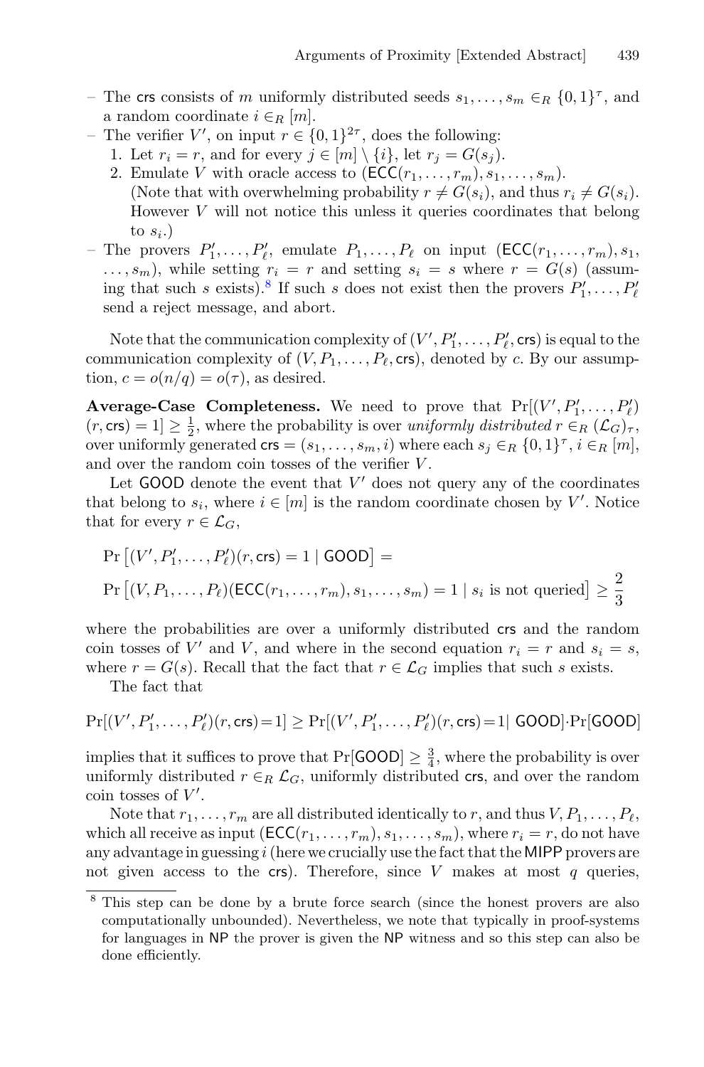– The $\mathsf{crs}$ consists of $m$ uniformly distributed seeds $s_1, \ldots, s_m \in_R \{0,1\}^\tau$, and a random coordinate $i \in_R [m]$.
– The verifier $V'$, on input $r \in \{0,1\}^{2\tau}$, does the following:
  1. Let $r_i = r$, and for every $j \in [m] \setminus \{i\}$, let $r_j = G(s_j)$.
  2. Emulate $V$ with oracle access to $(\mathsf{ECC}(r_1, \ldots, r_m), s_1, \ldots, s_m)$. (Note that with overwhelming probability $r \neq G(s_i)$, and thus $r_i \neq G(s_i)$. However $V$ will not notice this unless it queries coordinates that belong to $s_i$.)
– The provers $P'_1, \ldots, P'_\ell$, emulate $P_1, \ldots, P_\ell$ on input $(\mathsf{ECC}(r_1, \ldots, r_m), s_1, \ldots, s_m)$, while setting $r_i = r$ and setting $s_i = s$ where $r = G(s)$ (assuming that such $s$ exists).[8] If such $s$ does not exist then the provers $P'_1, \ldots, P'_\ell$ send a reject message, and abort.

Note that the communication complexity of $(V', P'_1, \ldots, P'_\ell, \mathsf{crs})$ is equal to the communication complexity of $(V, P_1, \ldots, P_\ell, \mathsf{crs})$, denoted by $c$. By our assumption, $c = o(n/q) = o(\tau)$, as desired.

**Average-Case Completeness.** We need to prove that $\Pr[(V', P'_1, \ldots, P'_\ell)(r, \mathsf{crs}) = 1] \geq \frac{1}{2}$, where the probability is over *uniformly distributed* $r \in_R (\mathcal{L}_G)_\tau$, over uniformly generated $\mathsf{crs} = (s_1, \ldots, s_m, i)$ where each $s_j \in_R \{0,1\}^\tau$, $i \in_R [m]$, and over the random coin tosses of the verifier $V$.

Let $\mathsf{GOOD}$ denote the event that $V'$ does not query any of the coordinates that belong to $s_i$, where $i \in [m]$ is the random coordinate chosen by $V'$. Notice that for every $r \in \mathcal{L}_G$,

$$\Pr\left[(V', P'_1, \ldots, P'_\ell)(r, \mathsf{crs}) = 1 \mid \mathsf{GOOD}\right] =$$
$$\Pr\left[(V, P_1, \ldots, P_\ell)(\mathsf{ECC}(r_1, \ldots, r_m), s_1, \ldots, s_m) = 1 \mid s_i \text{ is not queried}\right] \geq \frac{2}{3}$$

where the probabilities are over a uniformly distributed $\mathsf{crs}$ and the random coin tosses of $V'$ and $V$, and where in the second equation $r_i = r$ and $s_i = s$, where $r = G(s)$. Recall that the fact that $r \in \mathcal{L}_G$ implies that such $s$ exists.

The fact that

$$\Pr[(V', P'_1, \ldots, P'_\ell)(r, \mathsf{crs}) = 1] \geq \Pr[(V', P'_1, \ldots, P'_\ell)(r, \mathsf{crs}) = 1 \mid \mathsf{GOOD}] \cdot \Pr[\mathsf{GOOD}]$$

implies that it suffices to prove that $\Pr[\mathsf{GOOD}] \geq \frac{3}{4}$, where the probability is over uniformly distributed $r \in_R \mathcal{L}_G$, uniformly distributed $\mathsf{crs}$, and over the random coin tosses of $V'$.

Note that $r_1, \ldots, r_m$ are all distributed identically to $r$, and thus $V, P_1, \ldots, P_\ell$, which all receive as input $(\mathsf{ECC}(r_1, \ldots, r_m), s_1, \ldots, s_m)$, where $r_i = r$, do not have any advantage in guessing $i$ (here we crucially use the fact that the $\mathsf{MIPP}$ provers are not given access to the $\mathsf{crs}$). Therefore, since $V$ makes at most $q$ queries,

---

[8] This step can be done by a brute force search (since the honest provers are also computationally unbounded). Nevertheless, we note that typically in proof-systems for languages in $\mathsf{NP}$ the prover is given the $\mathsf{NP}$ witness and so this step can also be done efficiently.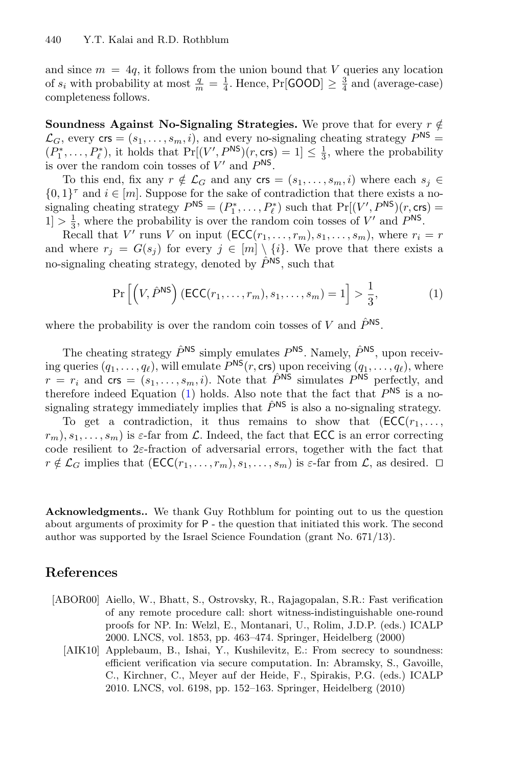and since $m = 4q$, it follows from the union bound that $V$ queries any location of $s_i$ with probability at most $\frac{q}{m} = \frac{1}{4}$. Hence, $\Pr[\mathsf{GOOD}] \geq \frac{3}{4}$ and (average-case) completeness follows.

**Soundness Against No-Signaling Strategies.** We prove that for every $r \notin \mathcal{L}_G$, every $\mathsf{crs} = (s_1, \ldots, s_m, i)$, and every no-signaling cheating strategy $P^{\mathsf{NS}} = (P_1^*, \ldots, P_\ell^*)$, it holds that $\Pr[(V', P^{\mathsf{NS}})(r, \mathsf{crs}) = 1] \leq \frac{1}{3}$, where the probability is over the random coin tosses of $V'$ and $P^{\mathsf{NS}}$.

To this end, fix any $r \notin \mathcal{L}_G$ and any $\mathsf{crs} = (s_1, \ldots, s_m, i)$ where each $s_j \in \{0,1\}^\tau$ and $i \in [m]$. Suppose for the sake of contradiction that there exists a no-signaling cheating strategy $P^{\mathsf{NS}} = (P_1^*, \ldots, P_\ell^*)$ such that $\Pr[(V', P^{\mathsf{NS}})(r, \mathsf{crs}) = 1] > \frac{1}{3}$, where the probability is over the random coin tosses of $V'$ and $P^{\mathsf{NS}}$.

Recall that $V'$ runs $V$ on input $(\mathsf{ECC}(r_1, \ldots, r_m), s_1, \ldots, s_m)$, where $r_i = r$ and where $r_j = G(s_j)$ for every $j \in [m] \setminus \{i\}$. We prove that there exists a no-signaling cheating strategy, denoted by $\hat{P}^{\mathsf{NS}}$, such that

$$\Pr\left[\left(V, \hat{P}^{\mathsf{NS}}\right)(\mathsf{ECC}(r_1, \ldots, r_m), s_1, \ldots, s_m) = 1\right] > \frac{1}{3}, \tag{1}$$

where the probability is over the random coin tosses of $V$ and $\hat{P}^{\mathsf{NS}}$.

The cheating strategy $\hat{P}^{\mathsf{NS}}$ simply emulates $P^{\mathsf{NS}}$. Namely, $\hat{P}^{\mathsf{NS}}$, upon receiving queries $(q_1, \ldots, q_\ell)$, will emulate $P^{\mathsf{NS}}(r, \mathsf{crs})$ upon receiving $(q_1, \ldots, q_\ell)$, where $r = r_i$ and $\mathsf{crs} = (s_1, \ldots, s_m, i)$. Note that $\hat{P}^{\mathsf{NS}}$ simulates $P^{\mathsf{NS}}$ perfectly, and therefore indeed Equation (1) holds. Also note that the fact that $P^{\mathsf{NS}}$ is a no-signaling strategy immediately implies that $\hat{P}^{\mathsf{NS}}$ is also a no-signaling strategy.

To get a contradiction, it thus remains to show that $(\mathsf{ECC}(r_1, \ldots, r_m), s_1, \ldots, s_m)$ is $\varepsilon$-far from $\mathcal{L}$. Indeed, the fact that $\mathsf{ECC}$ is an error correcting code resilient to $2\varepsilon$-fraction of adversarial errors, together with the fact that $r \notin \mathcal{L}_G$ implies that $(\mathsf{ECC}(r_1, \ldots, r_m), s_1, \ldots, s_m)$ is $\varepsilon$-far from $\mathcal{L}$, as desired. $\square$

**Acknowledgments.** We thank Guy Rothblum for pointing out to us the question about arguments of proximity for $\mathsf{P}$ - the question that initiated this work. The second author was supported by the Israel Science Foundation (grant No. 671/13).

## References

[ABOR00] Aiello, W., Bhatt, S., Ostrovsky, R., Rajagopalan, S.R.: Fast verification of any remote procedure call: short witness-indistinguishable one-round proofs for NP. In: Welzl, E., Montanari, U., Rolim, J.D.P. (eds.) ICALP 2000. LNCS, vol. 1853, pp. 463–474. Springer, Heidelberg (2000)

[AIK10] Applebaum, B., Ishai, Y., Kushilevitz, E.: From secrecy to soundness: efficient verification via secure computation. In: Abramsky, S., Gavoille, C., Kirchner, C., Meyer auf der Heide, F., Spirakis, P.G. (eds.) ICALP 2010. LNCS, vol. 6198, pp. 152–163. Springer, Heidelberg (2010)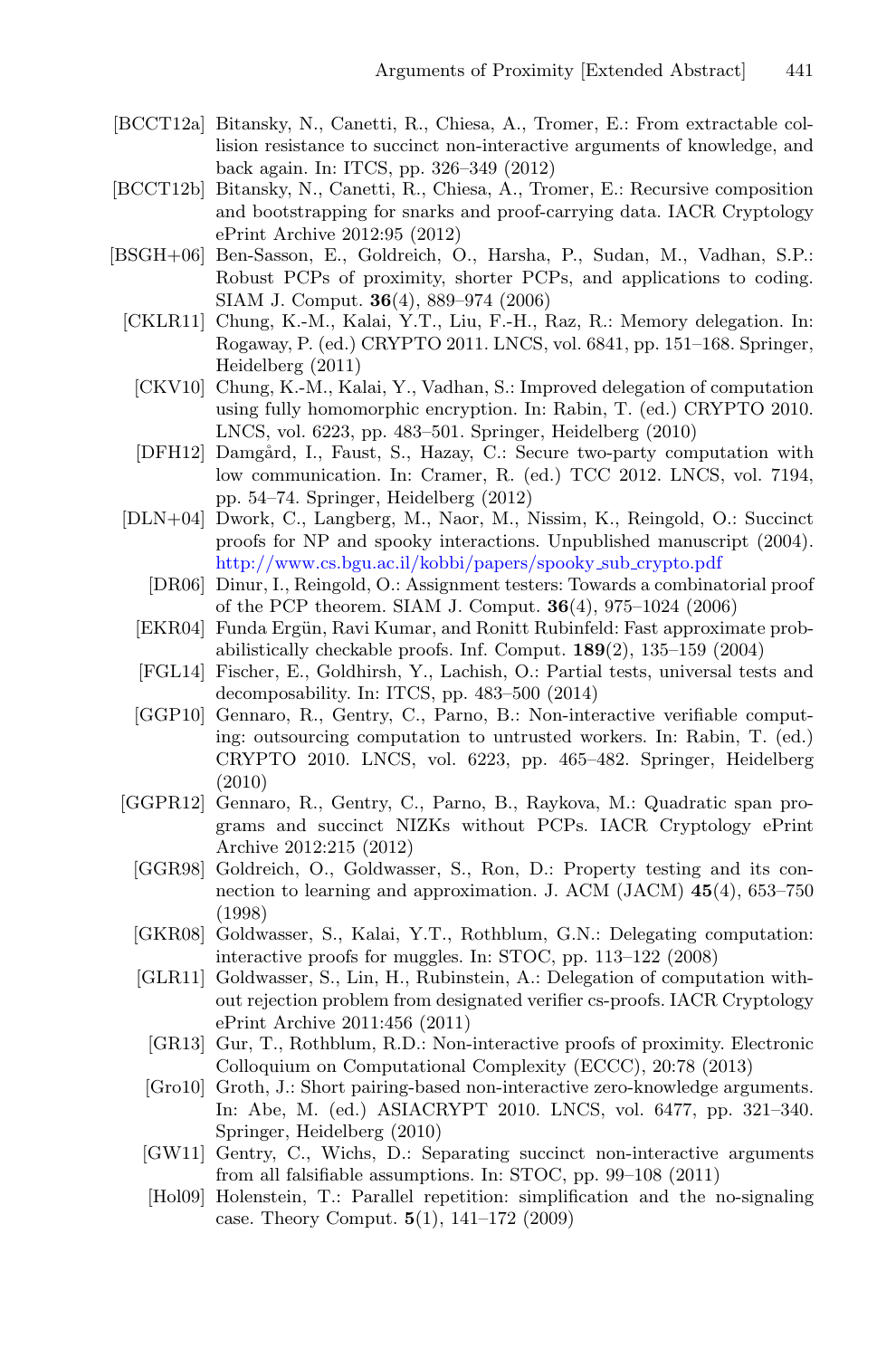- [BCCT12a] Bitansky, N., Canetti, R., Chiesa, A., Tromer, E.: From extractable collision resistance to succinct non-interactive arguments of knowledge, and back again. In: ITCS, pp. 326–349 (2012)
- [BCCT12b] Bitansky, N., Canetti, R., Chiesa, A., Tromer, E.: Recursive composition and bootstrapping for snarks and proof-carrying data. IACR Cryptology ePrint Archive 2012:95 (2012)
- [BSGH+06] Ben-Sasson, E., Goldreich, O., Harsha, P., Sudan, M., Vadhan, S.P.: Robust PCPs of proximity, shorter PCPs, and applications to coding. SIAM J. Comput. **36**(4), 889–974 (2006)
- [CKLR11] Chung, K.-M., Kalai, Y.T., Liu, F.-H., Raz, R.: Memory delegation. In: Rogaway, P. (ed.) CRYPTO 2011. LNCS, vol. 6841, pp. 151–168. Springer, Heidelberg (2011)
- [CKV10] Chung, K.-M., Kalai, Y., Vadhan, S.: Improved delegation of computation using fully homomorphic encryption. In: Rabin, T. (ed.) CRYPTO 2010. LNCS, vol. 6223, pp. 483–501. Springer, Heidelberg (2010)
- [DFH12] Damgård, I., Faust, S., Hazay, C.: Secure two-party computation with low communication. In: Cramer, R. (ed.) TCC 2012. LNCS, vol. 7194, pp. 54–74. Springer, Heidelberg (2012)
- [DLN+04] Dwork, C., Langberg, M., Naor, M., Nissim, K., Reingold, O.: Succinct proofs for NP and spooky interactions. Unpublished manuscript (2004). http://www.cs.bgu.ac.il/kobbi/papers/spooky_sub_crypto.pdf
- [DR06] Dinur, I., Reingold, O.: Assignment testers: Towards a combinatorial proof of the PCP theorem. SIAM J. Comput. **36**(4), 975–1024 (2006)
- [EKR04] Funda Ergün, Ravi Kumar, and Ronitt Rubinfeld: Fast approximate probabilistically checkable proofs. Inf. Comput. **189**(2), 135–159 (2004)
- [FGL14] Fischer, E., Goldhirsh, Y., Lachish, O.: Partial tests, universal tests and decomposability. In: ITCS, pp. 483–500 (2014)
- [GGP10] Gennaro, R., Gentry, C., Parno, B.: Non-interactive verifiable computing: outsourcing computation to untrusted workers. In: Rabin, T. (ed.) CRYPTO 2010. LNCS, vol. 6223, pp. 465–482. Springer, Heidelberg (2010)
- [GGPR12] Gennaro, R., Gentry, C., Parno, B., Raykova, M.: Quadratic span programs and succinct NIZKs without PCPs. IACR Cryptology ePrint Archive 2012:215 (2012)
- [GGR98] Goldreich, O., Goldwasser, S., Ron, D.: Property testing and its connection to learning and approximation. J. ACM (JACM) **45**(4), 653–750 (1998)
- [GKR08] Goldwasser, S., Kalai, Y.T., Rothblum, G.N.: Delegating computation: interactive proofs for muggles. In: STOC, pp. 113–122 (2008)
- [GLR11] Goldwasser, S., Lin, H., Rubinstein, A.: Delegation of computation without rejection problem from designated verifier cs-proofs. IACR Cryptology ePrint Archive 2011:456 (2011)
- [GR13] Gur, T., Rothblum, R.D.: Non-interactive proofs of proximity. Electronic Colloquium on Computational Complexity (ECCC), 20:78 (2013)
- [Gro10] Groth, J.: Short pairing-based non-interactive zero-knowledge arguments. In: Abe, M. (ed.) ASIACRYPT 2010. LNCS, vol. 6477, pp. 321–340. Springer, Heidelberg (2010)
- [GW11] Gentry, C., Wichs, D.: Separating succinct non-interactive arguments from all falsifiable assumptions. In: STOC, pp. 99–108 (2011)
- [Hol09] Holenstein, T.: Parallel repetition: simplification and the no-signaling case. Theory Comput. **5**(1), 141–172 (2009)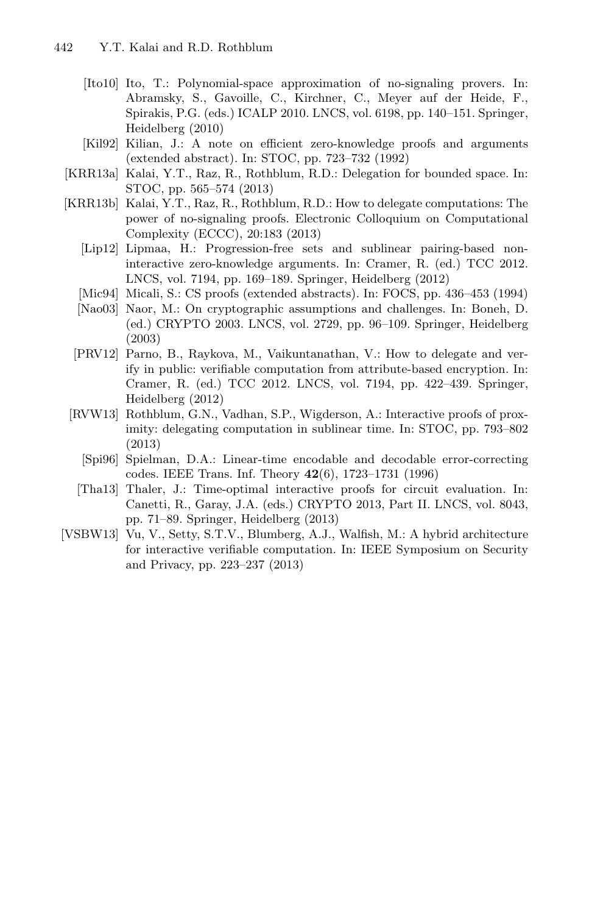[Ito10] Ito, T.: Polynomial-space approximation of no-signaling provers. In: Abramsky, S., Gavoille, C., Kirchner, C., Meyer auf der Heide, F., Spirakis, P.G. (eds.) ICALP 2010. LNCS, vol. 6198, pp. 140–151. Springer, Heidelberg (2010)

[Kil92] Kilian, J.: A note on efficient zero-knowledge proofs and arguments (extended abstract). In: STOC, pp. 723–732 (1992)

[KRR13a] Kalai, Y.T., Raz, R., Rothblum, R.D.: Delegation for bounded space. In: STOC, pp. 565–574 (2013)

[KRR13b] Kalai, Y.T., Raz, R., Rothblum, R.D.: How to delegate computations: The power of no-signaling proofs. Electronic Colloquium on Computational Complexity (ECCC), 20:183 (2013)

[Lip12] Lipmaa, H.: Progression-free sets and sublinear pairing-based non-interactive zero-knowledge arguments. In: Cramer, R. (ed.) TCC 2012. LNCS, vol. 7194, pp. 169–189. Springer, Heidelberg (2012)

[Mic94] Micali, S.: CS proofs (extended abstracts). In: FOCS, pp. 436–453 (1994)

[Nao03] Naor, M.: On cryptographic assumptions and challenges. In: Boneh, D. (ed.) CRYPTO 2003. LNCS, vol. 2729, pp. 96–109. Springer, Heidelberg (2003)

[PRV12] Parno, B., Raykova, M., Vaikuntanathan, V.: How to delegate and verify in public: verifiable computation from attribute-based encryption. In: Cramer, R. (ed.) TCC 2012. LNCS, vol. 7194, pp. 422–439. Springer, Heidelberg (2012)

[RVW13] Rothblum, G.N., Vadhan, S.P., Wigderson, A.: Interactive proofs of proximity: delegating computation in sublinear time. In: STOC, pp. 793–802 (2013)

[Spi96] Spielman, D.A.: Linear-time encodable and decodable error-correcting codes. IEEE Trans. Inf. Theory **42**(6), 1723–1731 (1996)

[Tha13] Thaler, J.: Time-optimal interactive proofs for circuit evaluation. In: Canetti, R., Garay, J.A. (eds.) CRYPTO 2013, Part II. LNCS, vol. 8043, pp. 71–89. Springer, Heidelberg (2013)

[VSBW13] Vu, V., Setty, S.T.V., Blumberg, A.J., Walfish, M.: A hybrid architecture for interactive verifiable computation. In: IEEE Symposium on Security and Privacy, pp. 223–237 (2013)